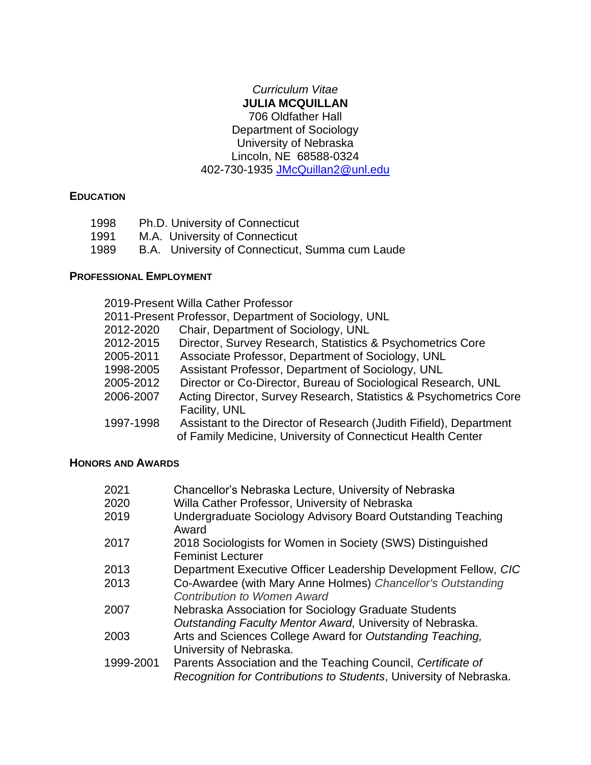*Curriculum Vitae*

**JULIA MCQUILLAN**

706 Oldfather Hall
Department of Sociology
University of Nebraska
Lincoln, NE 68588-0324
402-730-1935 [JMcQuillan2@unl.edu](mailto:JMcQuillan2@unl.edu)

## EDUCATION

| | |
|---|---|
| 1998 | Ph.D. University of Connecticut |
| 1991 | M.A. University of Connecticut |
| 1989 | B.A. University of Connecticut, Summa cum Laude |

## PROFESSIONAL EMPLOYMENT

2019-Present Willa Cather Professor
2011-Present Professor, Department of Sociology, UNL

| | |
|---|---|
| 2012-2020 | Chair, Department of Sociology, UNL |
| 2012-2015 | Director, Survey Research, Statistics & Psychometrics Core |
| 2005-2011 | Associate Professor, Department of Sociology, UNL |
| 1998-2005 | Assistant Professor, Department of Sociology, UNL |
| 2005-2012 | Director or Co-Director, Bureau of Sociological Research, UNL |
| 2006-2007 | Acting Director, Survey Research, Statistics & Psychometrics Core Facility, UNL |
| 1997-1998 | Assistant to the Director of Research (Judith Fifield), Department of Family Medicine, University of Connecticut Health Center |

## HONORS AND AWARDS

| | |
|---|---|
| 2021 | Chancellor's Nebraska Lecture, University of Nebraska |
| 2020 | Willa Cather Professor, University of Nebraska |
| 2019 | Undergraduate Sociology Advisory Board Outstanding Teaching Award |
| 2017 | 2018 Sociologists for Women in Society (SWS) Distinguished Feminist Lecturer |
| 2013 | Department Executive Officer Leadership Development Fellow, *CIC* |
| 2013 | Co-Awardee (with Mary Anne Holmes) *Chancellor's Outstanding Contribution to Women Award* |
| 2007 | Nebraska Association for Sociology Graduate Students *Outstanding Faculty Mentor Award,* University of Nebraska. |
| 2003 | Arts and Sciences College Award for *Outstanding Teaching,* University of Nebraska. |
| 1999-2001 | Parents Association and the Teaching Council, *Certificate of Recognition for Contributions to Students*, University of Nebraska. |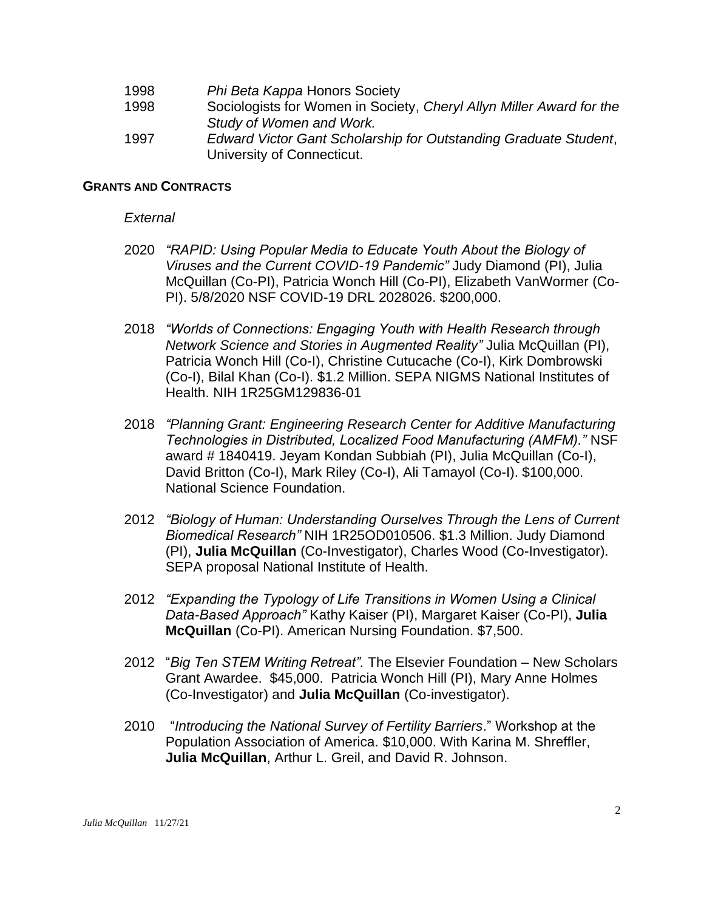1998 *Phi Beta Kappa* Honors Society

1998 Sociologists for Women in Society, *Cheryl Allyn Miller Award for the Study of Women and Work.*

1997 *Edward Victor Gant Scholarship for Outstanding Graduate Student*, University of Connecticut.

## GRANTS AND CONTRACTS

*External*

2020 *"RAPID: Using Popular Media to Educate Youth About the Biology of Viruses and the Current COVID-19 Pandemic"* Judy Diamond (PI), Julia McQuillan (Co-PI), Patricia Wonch Hill (Co-PI), Elizabeth VanWormer (Co-PI). 5/8/2020 NSF COVID-19 DRL 2028026. $200,000.

2018 *"Worlds of Connections: Engaging Youth with Health Research through Network Science and Stories in Augmented Reality"* Julia McQuillan (PI), Patricia Wonch Hill (Co-I), Christine Cutucache (Co-I), Kirk Dombrowski (Co-I), Bilal Khan (Co-I). $1.2 Million. SEPA NIGMS National Institutes of Health. NIH 1R25GM129836-01

2018 *"Planning Grant: Engineering Research Center for Additive Manufacturing Technologies in Distributed, Localized Food Manufacturing (AMFM)."* NSF award # 1840419. Jeyam Kondan Subbiah (PI), Julia McQuillan (Co-I), David Britton (Co-I), Mark Riley (Co-I), Ali Tamayol (Co-I). $100,000. National Science Foundation.

2012 *"Biology of Human: Understanding Ourselves Through the Lens of Current Biomedical Research"* NIH 1R25OD010506. $1.3 Million. Judy Diamond (PI), **Julia McQuillan** (Co-Investigator), Charles Wood (Co-Investigator). SEPA proposal National Institute of Health.

2012 *"Expanding the Typology of Life Transitions in Women Using a Clinical Data-Based Approach"* Kathy Kaiser (PI), Margaret Kaiser (Co-PI), **Julia McQuillan** (Co-PI). American Nursing Foundation. $7,500.

2012 "*Big Ten STEM Writing Retreat".* The Elsevier Foundation – New Scholars Grant Awardee. $45,000. Patricia Wonch Hill (PI), Mary Anne Holmes (Co-Investigator) and **Julia McQuillan** (Co-investigator).

2010 "*Introducing the National Survey of Fertility Barriers*." Workshop at the Population Association of America. $10,000. With Karina M. Shreffler, **Julia McQuillan**, Arthur L. Greil, and David R. Johnson.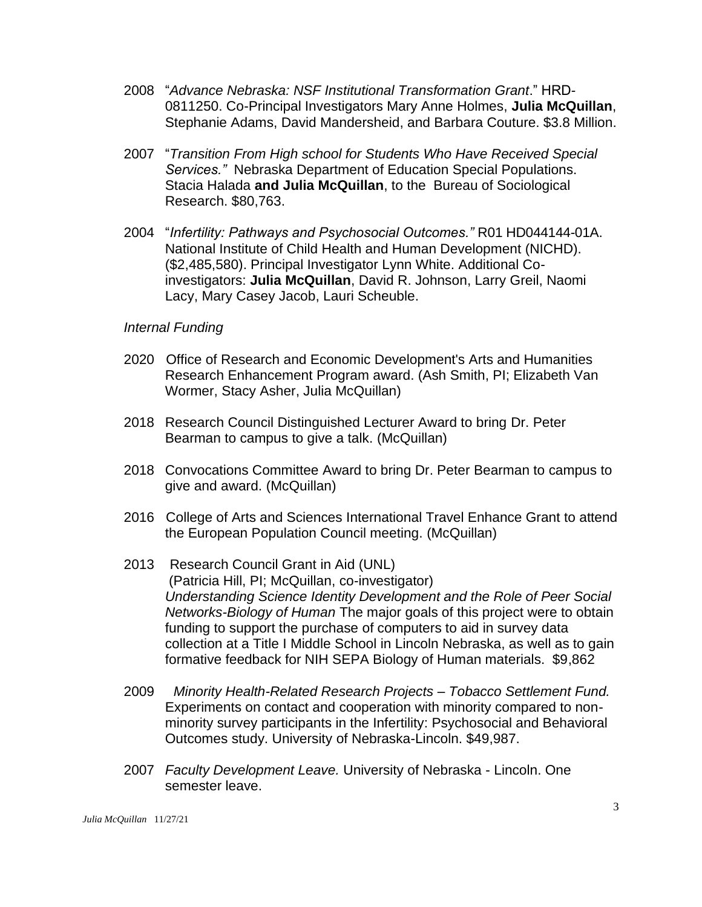2008 "*Advance Nebraska: NSF Institutional Transformation Grant*." HRD-0811250. Co-Principal Investigators Mary Anne Holmes, **Julia McQuillan**, Stephanie Adams, David Mandersheid, and Barbara Couture. $3.8 Million.

2007 "*Transition From High school for Students Who Have Received Special Services.*" Nebraska Department of Education Special Populations. Stacia Halada **and Julia McQuillan**, to the Bureau of Sociological Research. $80,763.

2004 "*Infertility: Pathways and Psychosocial Outcomes.*" R01 HD044144-01A. National Institute of Child Health and Human Development (NICHD). ($2,485,580). Principal Investigator Lynn White. Additional Co-investigators: **Julia McQuillan**, David R. Johnson, Larry Greil, Naomi Lacy, Mary Casey Jacob, Lauri Scheuble.

*Internal Funding*

2020 Office of Research and Economic Development's Arts and Humanities Research Enhancement Program award. (Ash Smith, PI; Elizabeth Van Wormer, Stacy Asher, Julia McQuillan)

2018 Research Council Distinguished Lecturer Award to bring Dr. Peter Bearman to campus to give a talk. (McQuillan)

2018 Convocations Committee Award to bring Dr. Peter Bearman to campus to give and award. (McQuillan)

2016 College of Arts and Sciences International Travel Enhance Grant to attend the European Population Council meeting. (McQuillan)

2013 Research Council Grant in Aid (UNL)
(Patricia Hill, PI; McQuillan, co-investigator)
*Understanding Science Identity Development and the Role of Peer Social Networks-Biology of Human* The major goals of this project were to obtain funding to support the purchase of computers to aid in survey data collection at a Title I Middle School in Lincoln Nebraska, as well as to gain formative feedback for NIH SEPA Biology of Human materials. $9,862

2009 *Minority Health-Related Research Projects – Tobacco Settlement Fund.* Experiments on contact and cooperation with minority compared to non-minority survey participants in the Infertility: Psychosocial and Behavioral Outcomes study. University of Nebraska-Lincoln. $49,987.

2007 *Faculty Development Leave.* University of Nebraska - Lincoln. One semester leave.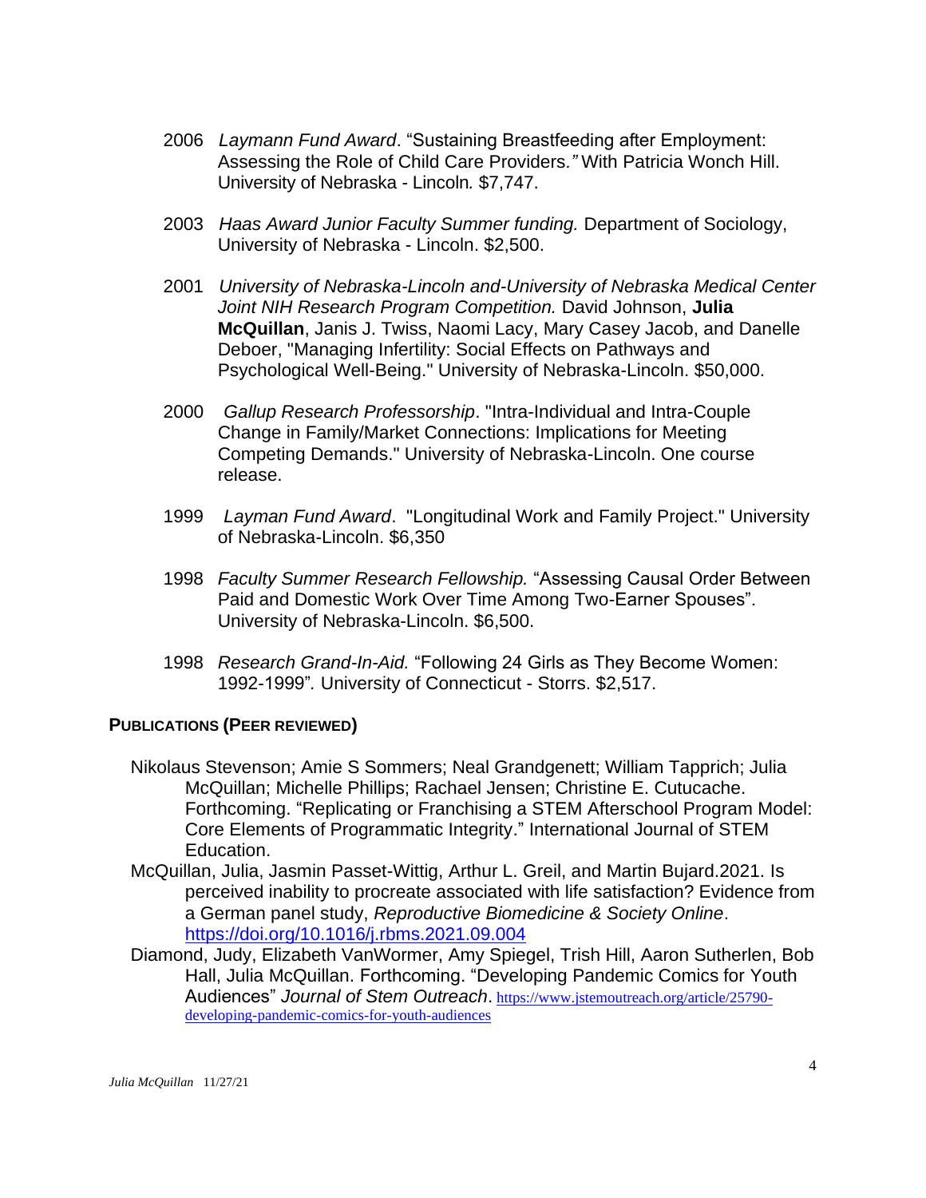2006 *Laymann Fund Award*. "Sustaining Breastfeeding after Employment: Assessing the Role of Child Care Providers*."* With Patricia Wonch Hill. University of Nebraska - Lincoln*.* $7,747.

2003 *Haas Award Junior Faculty Summer funding.* Department of Sociology, University of Nebraska - Lincoln. $2,500.

2001 *University of Nebraska-Lincoln and-University of Nebraska Medical Center Joint NIH Research Program Competition.* David Johnson, **Julia McQuillan**, Janis J. Twiss, Naomi Lacy, Mary Casey Jacob, and Danelle Deboer, "Managing Infertility: Social Effects on Pathways and Psychological Well-Being." University of Nebraska-Lincoln. $50,000.

2000 *Gallup Research Professorship*. "Intra-Individual and Intra-Couple Change in Family/Market Connections: Implications for Meeting Competing Demands." University of Nebraska-Lincoln. One course release.

1999 *Layman Fund Award*. "Longitudinal Work and Family Project." University of Nebraska-Lincoln. $6,350

1998 *Faculty Summer Research Fellowship.* "Assessing Causal Order Between Paid and Domestic Work Over Time Among Two-Earner Spouses". University of Nebraska-Lincoln. $6,500.

1998 *Research Grand-In-Aid.* "Following 24 Girls as They Become Women: 1992-1999"*.* University of Connecticut - Storrs. $2,517.

**PUBLICATIONS (PEER REVIEWED)**

Nikolaus Stevenson; Amie S Sommers; Neal Grandgenett; William Tapprich; Julia McQuillan; Michelle Phillips; Rachael Jensen; Christine E. Cutucache. Forthcoming. "Replicating or Franchising a STEM Afterschool Program Model: Core Elements of Programmatic Integrity." International Journal of STEM Education.

McQuillan, Julia, Jasmin Passet-Wittig, Arthur L. Greil, and Martin Bujard.2021. Is perceived inability to procreate associated with life satisfaction? Evidence from a German panel study, *Reproductive Biomedicine & Society Online*. https://doi.org/10.1016/j.rbms.2021.09.004

Diamond, Judy, Elizabeth VanWormer, Amy Spiegel, Trish Hill, Aaron Sutherlen, Bob Hall, Julia McQuillan. Forthcoming. "Developing Pandemic Comics for Youth Audiences" *Journal of Stem Outreach*. https://www.jstemoutreach.org/article/25790-developing-pandemic-comics-for-youth-audiences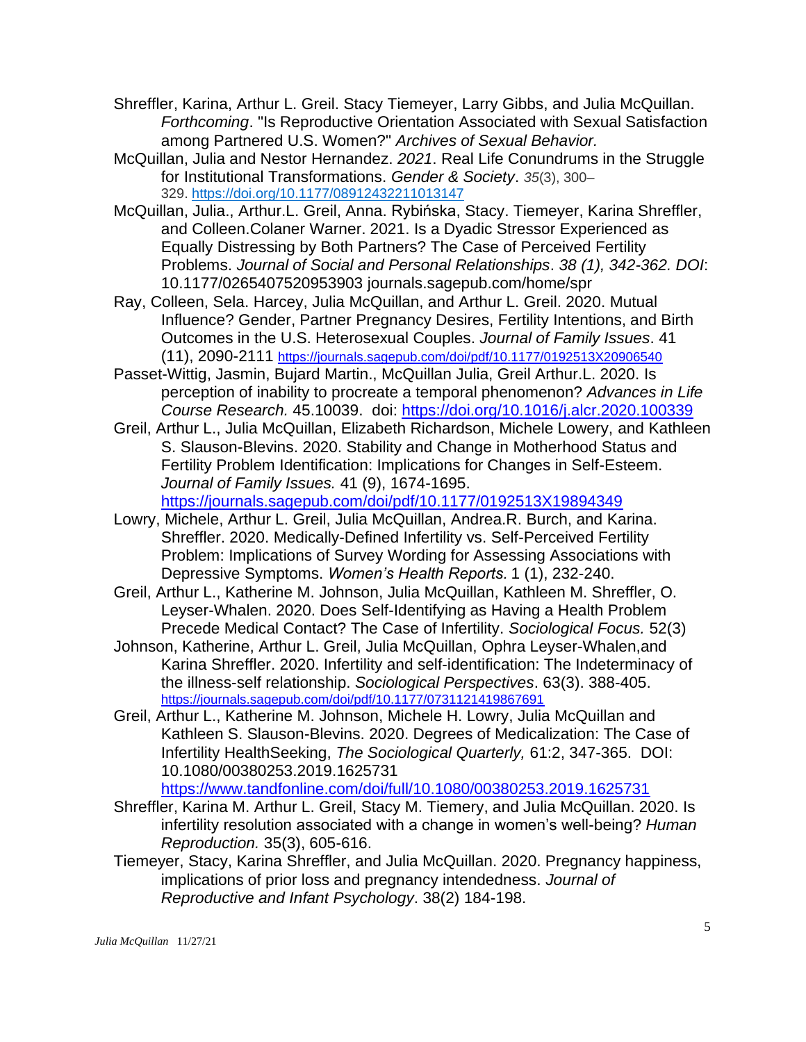Shreffler, Karina, Arthur L. Greil. Stacy Tiemeyer, Larry Gibbs, and Julia McQuillan. *Forthcoming*. "Is Reproductive Orientation Associated with Sexual Satisfaction among Partnered U.S. Women?" *Archives of Sexual Behavior.*

McQuillan, Julia and Nestor Hernandez. *2021*. Real Life Conundrums in the Struggle for Institutional Transformations. *Gender & Society*. *35*(3), 300–329. https://doi.org/10.1177/08912432211013147

McQuillan, Julia., Arthur.L. Greil, Anna. Rybińska, Stacy. Tiemeyer, Karina Shreffler, and Colleen.Colaner Warner. 2021. Is a Dyadic Stressor Experienced as Equally Distressing by Both Partners? The Case of Perceived Fertility Problems. *Journal of Social and Personal Relationships*. *38 (1), 342-362. DOI*: 10.1177/0265407520953903 journals.sagepub.com/home/spr

Ray, Colleen, Sela. Harcey, Julia McQuillan, and Arthur L. Greil. 2020. Mutual Influence? Gender, Partner Pregnancy Desires, Fertility Intentions, and Birth Outcomes in the U.S. Heterosexual Couples. *Journal of Family Issues*. 41 (11), 2090-2111 https://journals.sagepub.com/doi/pdf/10.1177/0192513X20906540

Passet-Wittig, Jasmin, Bujard Martin., McQuillan Julia, Greil Arthur.L. 2020. Is perception of inability to procreate a temporal phenomenon? *Advances in Life Course Research.* 45.10039. doi: https://doi.org/10.1016/j.alcr.2020.100339

Greil, Arthur L., Julia McQuillan, Elizabeth Richardson, Michele Lowery, and Kathleen S. Slauson-Blevins. 2020. Stability and Change in Motherhood Status and Fertility Problem Identification: Implications for Changes in Self-Esteem. *Journal of Family Issues.* 41 (9), 1674-1695. https://journals.sagepub.com/doi/pdf/10.1177/0192513X19894349

Lowry, Michele, Arthur L. Greil, Julia McQuillan, Andrea.R. Burch, and Karina. Shreffler. 2020. Medically-Defined Infertility vs. Self-Perceived Fertility Problem: Implications of Survey Wording for Assessing Associations with Depressive Symptoms. *Women's Health Reports.* 1 (1), 232-240.

Greil, Arthur L., Katherine M. Johnson, Julia McQuillan, Kathleen M. Shreffler, O. Leyser-Whalen. 2020. Does Self-Identifying as Having a Health Problem Precede Medical Contact? The Case of Infertility. *Sociological Focus.* 52(3)

Johnson, Katherine, Arthur L. Greil, Julia McQuillan, Ophra Leyser-Whalen,and Karina Shreffler. 2020. Infertility and self-identification: The Indeterminacy of the illness-self relationship. *Sociological Perspectives*. 63(3). 388-405. https://journals.sagepub.com/doi/pdf/10.1177/0731121419867691

Greil, Arthur L., Katherine M. Johnson, Michele H. Lowry, Julia McQuillan and Kathleen S. Slauson-Blevins. 2020. Degrees of Medicalization: The Case of Infertility HealthSeeking, *The Sociological Quarterly,* 61:2, 347-365. DOI: 10.1080/00380253.2019.1625731 https://www.tandfonline.com/doi/full/10.1080/00380253.2019.1625731

Shreffler, Karina M. Arthur L. Greil, Stacy M. Tiemery, and Julia McQuillan. 2020. Is infertility resolution associated with a change in women's well-being? *Human Reproduction.* 35(3), 605-616.

Tiemeyer, Stacy, Karina Shreffler, and Julia McQuillan. 2020. Pregnancy happiness, implications of prior loss and pregnancy intendedness. *Journal of Reproductive and Infant Psychology*. 38(2) 184-198.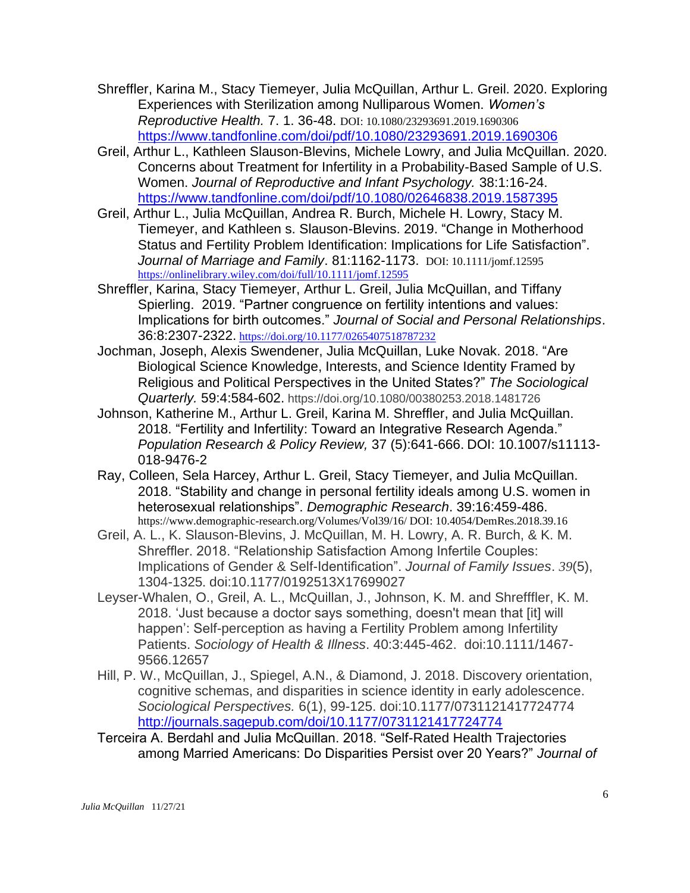Shreffler, Karina M., Stacy Tiemeyer, Julia McQuillan, Arthur L. Greil. 2020. Exploring Experiences with Sterilization among Nulliparous Women. *Women's Reproductive Health.* 7. 1. 36-48. DOI: 10.1080/23293691.2019.1690306 https://www.tandfonline.com/doi/pdf/10.1080/23293691.2019.1690306

Greil, Arthur L., Kathleen Slauson-Blevins, Michele Lowry, and Julia McQuillan. 2020. Concerns about Treatment for Infertility in a Probability-Based Sample of U.S. Women. *Journal of Reproductive and Infant Psychology.* 38:1:16-24. https://www.tandfonline.com/doi/pdf/10.1080/02646838.2019.1587395

Greil, Arthur L., Julia McQuillan, Andrea R. Burch, Michele H. Lowry, Stacy M. Tiemeyer, and Kathleen s. Slauson-Blevins. 2019. "Change in Motherhood Status and Fertility Problem Identification: Implications for Life Satisfaction". *Journal of Marriage and Family*. 81:1162-1173. DOI: 10.1111/jomf.12595 https://onlinelibrary.wiley.com/doi/full/10.1111/jomf.12595

Shreffler, Karina, Stacy Tiemeyer, Arthur L. Greil, Julia McQuillan, and Tiffany Spierling. 2019. "Partner congruence on fertility intentions and values: Implications for birth outcomes." *Journal of Social and Personal Relationships*. 36:8:2307-2322. https://doi.org/10.1177/0265407518787232

Jochman, Joseph, Alexis Swendener, Julia McQuillan, Luke Novak. 2018. "Are Biological Science Knowledge, Interests, and Science Identity Framed by Religious and Political Perspectives in the United States?" *The Sociological Quarterly.* 59:4:584-602. https://doi.org/10.1080/00380253.2018.1481726

Johnson, Katherine M., Arthur L. Greil, Karina M. Shreffler, and Julia McQuillan. 2018. "Fertility and Infertility: Toward an Integrative Research Agenda." *Population Research & Policy Review,* 37 (5):641-666. DOI: 10.1007/s11113-018-9476-2

Ray, Colleen, Sela Harcey, Arthur L. Greil, Stacy Tiemeyer, and Julia McQuillan. 2018. "Stability and change in personal fertility ideals among U.S. women in heterosexual relationships". *Demographic Research*. 39:16:459-486. https://www.demographic-research.org/Volumes/Vol39/16/ DOI: 10.4054/DemRes.2018.39.16

Greil, A. L., K. Slauson-Blevins, J. McQuillan, M. H. Lowry, A. R. Burch, & K. M. Shreffler. 2018. "Relationship Satisfaction Among Infertile Couples: Implications of Gender & Self-Identification". *Journal of Family Issues*. *39*(5), 1304-1325. doi:10.1177/0192513X17699027

Leyser-Whalen, O., Greil, A. L., McQuillan, J., Johnson, K. M. and Shrefffler, K. M. 2018. 'Just because a doctor says something, doesn't mean that [it] will happen': Self-perception as having a Fertility Problem among Infertility Patients. *Sociology of Health & Illness*. 40:3:445-462. doi:10.1111/1467-9566.12657

Hill, P. W., McQuillan, J., Spiegel, A.N., & Diamond, J. 2018. Discovery orientation, cognitive schemas, and disparities in science identity in early adolescence. *Sociological Perspectives.* 6(1), 99-125. doi:10.1177/0731121417724774 http://journals.sagepub.com/doi/10.1177/0731121417724774

Terceira A. Berdahl and Julia McQuillan. 2018. "Self-Rated Health Trajectories among Married Americans: Do Disparities Persist over 20 Years?" *Journal of*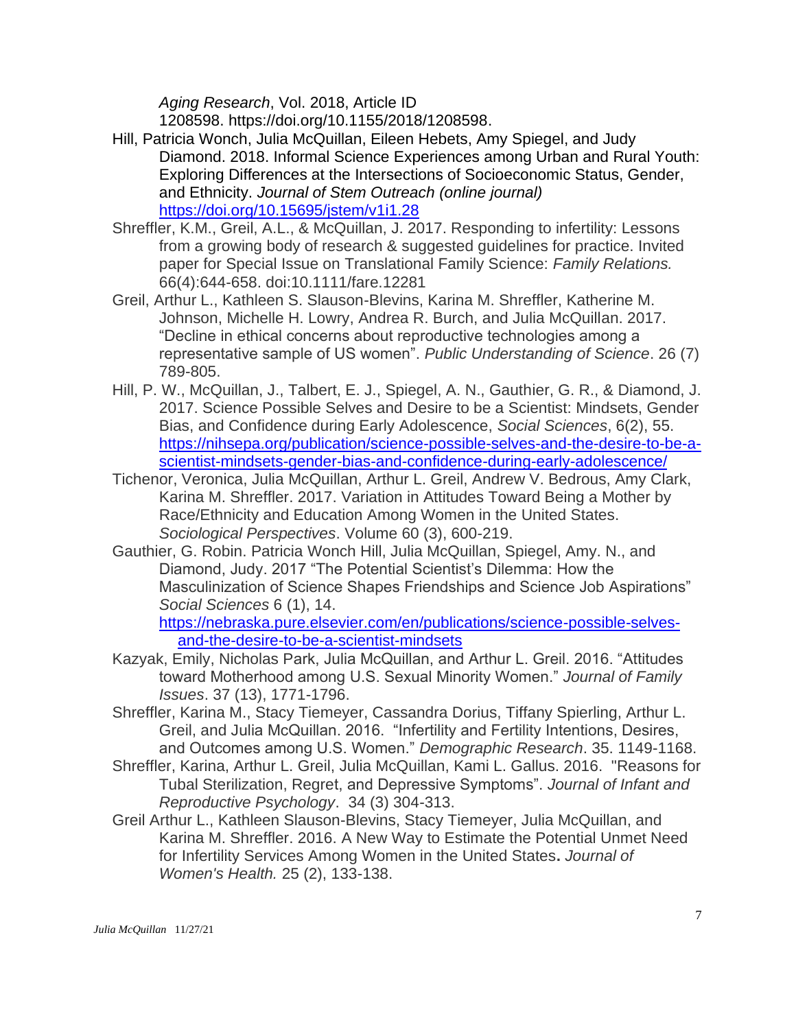*Aging Research*, Vol. 2018, Article ID 1208598. https://doi.org/10.1155/2018/1208598.

Hill, Patricia Wonch, Julia McQuillan, Eileen Hebets, Amy Spiegel, and Judy Diamond. 2018. Informal Science Experiences among Urban and Rural Youth: Exploring Differences at the Intersections of Socioeconomic Status, Gender, and Ethnicity. *Journal of Stem Outreach (online journal)* https://doi.org/10.15695/jstem/v1i1.28

Shreffler, K.M., Greil, A.L., & McQuillan, J. 2017. Responding to infertility: Lessons from a growing body of research & suggested guidelines for practice. Invited paper for Special Issue on Translational Family Science: *Family Relations.* 66(4):644-658. doi:10.1111/fare.12281

Greil, Arthur L., Kathleen S. Slauson-Blevins, Karina M. Shreffler, Katherine M. Johnson, Michelle H. Lowry, Andrea R. Burch, and Julia McQuillan. 2017. "Decline in ethical concerns about reproductive technologies among a representative sample of US women". *Public Understanding of Science*. 26 (7) 789-805.

Hill, P. W., McQuillan, J., Talbert, E. J., Spiegel, A. N., Gauthier, G. R., & Diamond, J. 2017. Science Possible Selves and Desire to be a Scientist: Mindsets, Gender Bias, and Confidence during Early Adolescence, *Social Sciences*, 6(2), 55. https://nihsepa.org/publication/science-possible-selves-and-the-desire-to-be-a-scientist-mindsets-gender-bias-and-confidence-during-early-adolescence/

Tichenor, Veronica, Julia McQuillan, Arthur L. Greil, Andrew V. Bedrous, Amy Clark, Karina M. Shreffler. 2017. Variation in Attitudes Toward Being a Mother by Race/Ethnicity and Education Among Women in the United States. *Sociological Perspectives*. Volume 60 (3), 600-219.

Gauthier, G. Robin. Patricia Wonch Hill, Julia McQuillan, Spiegel, Amy. N., and Diamond, Judy. 2017 "The Potential Scientist's Dilemma: How the Masculinization of Science Shapes Friendships and Science Job Aspirations" *Social Sciences* 6 (1), 14. https://nebraska.pure.elsevier.com/en/publications/science-possible-selves-and-the-desire-to-be-a-scientist-mindsets

Kazyak, Emily, Nicholas Park, Julia McQuillan, and Arthur L. Greil. 2016. "Attitudes toward Motherhood among U.S. Sexual Minority Women." *Journal of Family Issues*. 37 (13), 1771-1796.

Shreffler, Karina M., Stacy Tiemeyer, Cassandra Dorius, Tiffany Spierling, Arthur L. Greil, and Julia McQuillan. 2016. "Infertility and Fertility Intentions, Desires, and Outcomes among U.S. Women." *Demographic Research*. 35. 1149-1168.

Shreffler, Karina, Arthur L. Greil, Julia McQuillan, Kami L. Gallus. 2016. "Reasons for Tubal Sterilization, Regret, and Depressive Symptoms". *Journal of Infant and Reproductive Psychology*. 34 (3) 304-313.

Greil Arthur L., Kathleen Slauson-Blevins, Stacy Tiemeyer, Julia McQuillan, and Karina M. Shreffler. 2016. A New Way to Estimate the Potential Unmet Need for Infertility Services Among Women in the United States**.** *Journal of Women's Health.* 25 (2), 133-138.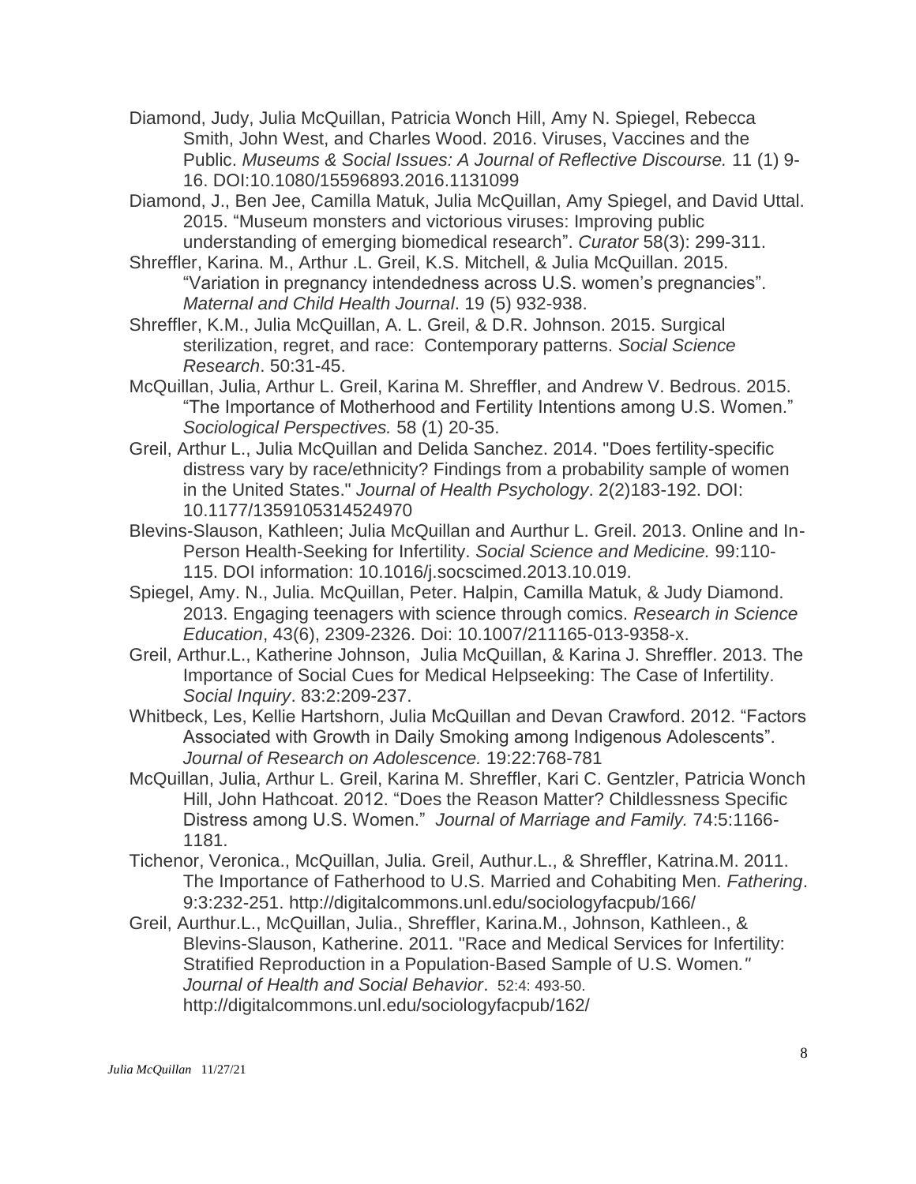Diamond, Judy, Julia McQuillan, Patricia Wonch Hill, Amy N. Spiegel, Rebecca Smith, John West, and Charles Wood. 2016. Viruses, Vaccines and the Public. *Museums & Social Issues: A Journal of Reflective Discourse.* 11 (1) 9-16. DOI:10.1080/15596893.2016.1131099

Diamond, J., Ben Jee, Camilla Matuk, Julia McQuillan, Amy Spiegel, and David Uttal. 2015. "Museum monsters and victorious viruses: Improving public understanding of emerging biomedical research". *Curator* 58(3): 299-311.

Shreffler, Karina. M., Arthur .L. Greil, K.S. Mitchell, & Julia McQuillan. 2015. "Variation in pregnancy intendedness across U.S. women's pregnancies". *Maternal and Child Health Journal*. 19 (5) 932-938.

Shreffler, K.M., Julia McQuillan, A. L. Greil, & D.R. Johnson. 2015. Surgical sterilization, regret, and race: Contemporary patterns. *Social Science Research*. 50:31-45.

McQuillan, Julia, Arthur L. Greil, Karina M. Shreffler, and Andrew V. Bedrous. 2015. "The Importance of Motherhood and Fertility Intentions among U.S. Women." *Sociological Perspectives.* 58 (1) 20-35.

Greil, Arthur L., Julia McQuillan and Delida Sanchez. 2014. "Does fertility-specific distress vary by race/ethnicity? Findings from a probability sample of women in the United States." *Journal of Health Psychology*. 2(2)183-192. DOI: 10.1177/1359105314524970

Blevins-Slauson, Kathleen; Julia McQuillan and Aurthur L. Greil. 2013. Online and In-Person Health-Seeking for Infertility. *Social Science and Medicine.* 99:110-115. DOI information: 10.1016/j.socscimed.2013.10.019.

Spiegel, Amy. N., Julia. McQuillan, Peter. Halpin, Camilla Matuk, & Judy Diamond. 2013. Engaging teenagers with science through comics. *Research in Science Education*, 43(6), 2309-2326. Doi: 10.1007/211165-013-9358-x.

Greil, Arthur.L., Katherine Johnson, Julia McQuillan, & Karina J. Shreffler. 2013. The Importance of Social Cues for Medical Helpseeking: The Case of Infertility. *Social Inquiry*. 83:2:209-237.

Whitbeck, Les, Kellie Hartshorn, Julia McQuillan and Devan Crawford. 2012. "Factors Associated with Growth in Daily Smoking among Indigenous Adolescents". *Journal of Research on Adolescence.* 19:22:768-781

McQuillan, Julia, Arthur L. Greil, Karina M. Shreffler, Kari C. Gentzler, Patricia Wonch Hill, John Hathcoat. 2012. "Does the Reason Matter? Childlessness Specific Distress among U.S. Women." *Journal of Marriage and Family.* 74:5:1166-1181.

Tichenor, Veronica., McQuillan, Julia. Greil, Authur.L., & Shreffler, Katrina.M. 2011. The Importance of Fatherhood to U.S. Married and Cohabiting Men. *Fathering*. 9:3:232-251. http://digitalcommons.unl.edu/sociologyfacpub/166/

Greil, Aurthur.L., McQuillan, Julia., Shreffler, Karina.M., Johnson, Kathleen., & Blevins-Slauson, Katherine. 2011. "Race and Medical Services for Infertility: Stratified Reproduction in a Population-Based Sample of U.S. Women." *Journal of Health and Social Behavior*. 52:4: 493-50. http://digitalcommons.unl.edu/sociologyfacpub/162/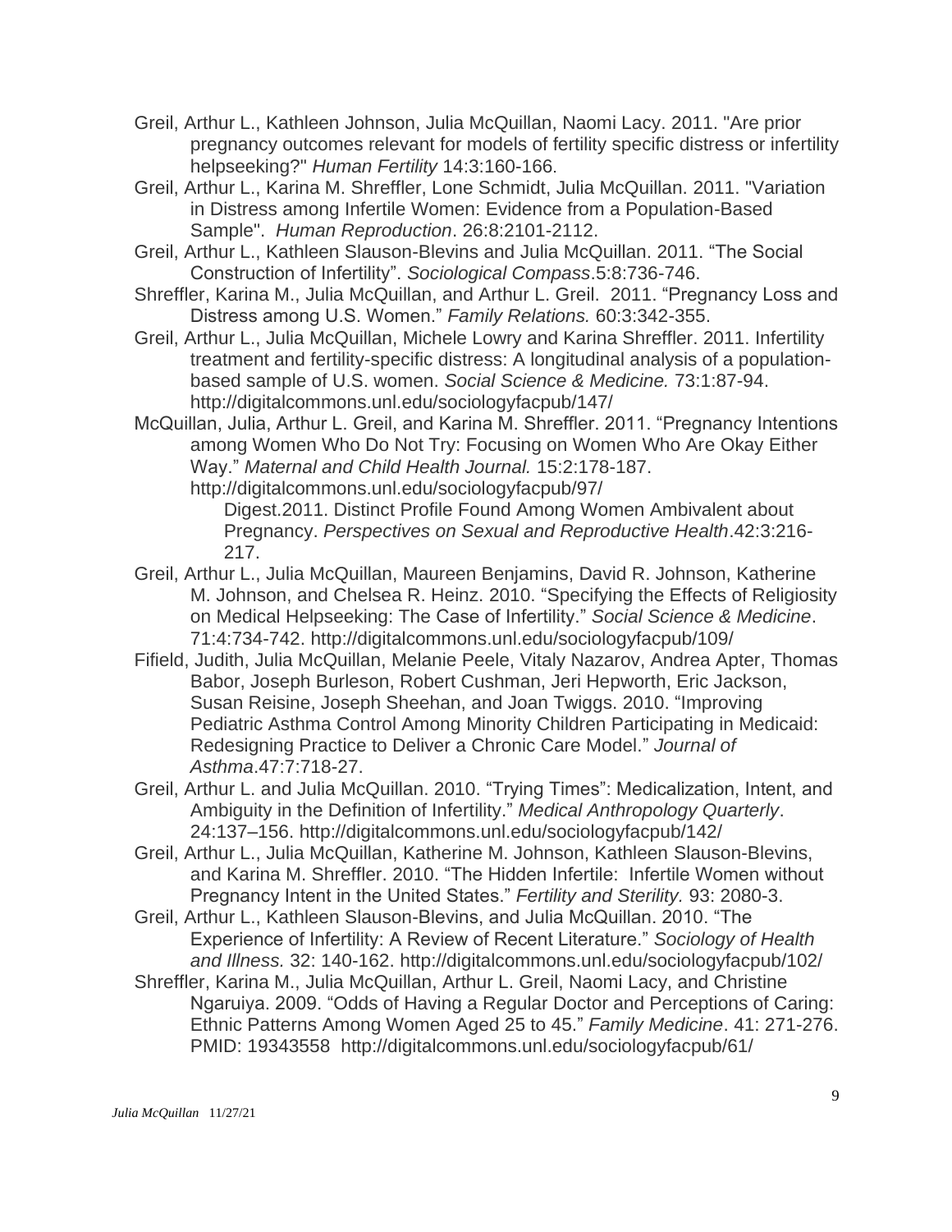Greil, Arthur L., Kathleen Johnson, Julia McQuillan, Naomi Lacy. 2011. "Are prior pregnancy outcomes relevant for models of fertility specific distress or infertility helpseeking?" *Human Fertility* 14:3:160-166.

Greil, Arthur L., Karina M. Shreffler, Lone Schmidt, Julia McQuillan. 2011. "Variation in Distress among Infertile Women: Evidence from a Population-Based Sample". *Human Reproduction*. 26:8:2101-2112.

Greil, Arthur L., Kathleen Slauson-Blevins and Julia McQuillan. 2011. "The Social Construction of Infertility". *Sociological Compass*.5:8:736-746.

Shreffler, Karina M., Julia McQuillan, and Arthur L. Greil. 2011. "Pregnancy Loss and Distress among U.S. Women." *Family Relations.* 60:3:342-355.

Greil, Arthur L., Julia McQuillan, Michele Lowry and Karina Shreffler. 2011. Infertility treatment and fertility-specific distress: A longitudinal analysis of a population-based sample of U.S. women. *Social Science & Medicine.* 73:1:87-94. http://digitalcommons.unl.edu/sociologyfacpub/147/

McQuillan, Julia, Arthur L. Greil, and Karina M. Shreffler. 2011. "Pregnancy Intentions among Women Who Do Not Try: Focusing on Women Who Are Okay Either Way." *Maternal and Child Health Journal.* 15:2:178-187. http://digitalcommons.unl.edu/sociologyfacpub/97/

Digest.2011. Distinct Profile Found Among Women Ambivalent about Pregnancy. *Perspectives on Sexual and Reproductive Health*.42:3:216-217.

Greil, Arthur L., Julia McQuillan, Maureen Benjamins, David R. Johnson, Katherine M. Johnson, and Chelsea R. Heinz. 2010. "Specifying the Effects of Religiosity on Medical Helpseeking: The Case of Infertility." *Social Science & Medicine*. 71:4:734-742. http://digitalcommons.unl.edu/sociologyfacpub/109/

Fifield, Judith, Julia McQuillan, Melanie Peele, Vitaly Nazarov, Andrea Apter, Thomas Babor, Joseph Burleson, Robert Cushman, Jeri Hepworth, Eric Jackson, Susan Reisine, Joseph Sheehan, and Joan Twiggs. 2010. "Improving Pediatric Asthma Control Among Minority Children Participating in Medicaid: Redesigning Practice to Deliver a Chronic Care Model." *Journal of Asthma*.47:7:718-27.

Greil, Arthur L. and Julia McQuillan. 2010. "Trying Times": Medicalization, Intent, and Ambiguity in the Definition of Infertility." *Medical Anthropology Quarterly*. 24:137–156. http://digitalcommons.unl.edu/sociologyfacpub/142/

Greil, Arthur L., Julia McQuillan, Katherine M. Johnson, Kathleen Slauson-Blevins, and Karina M. Shreffler. 2010. "The Hidden Infertile: Infertile Women without Pregnancy Intent in the United States." *Fertility and Sterility.* 93: 2080-3.

Greil, Arthur L., Kathleen Slauson-Blevins, and Julia McQuillan. 2010. "The Experience of Infertility: A Review of Recent Literature." *Sociology of Health and Illness.* 32: 140-162. http://digitalcommons.unl.edu/sociologyfacpub/102/

Shreffler, Karina M., Julia McQuillan, Arthur L. Greil, Naomi Lacy, and Christine Ngaruiya. 2009. "Odds of Having a Regular Doctor and Perceptions of Caring: Ethnic Patterns Among Women Aged 25 to 45." *Family Medicine*. 41: 271-276. PMID: 19343558 http://digitalcommons.unl.edu/sociologyfacpub/61/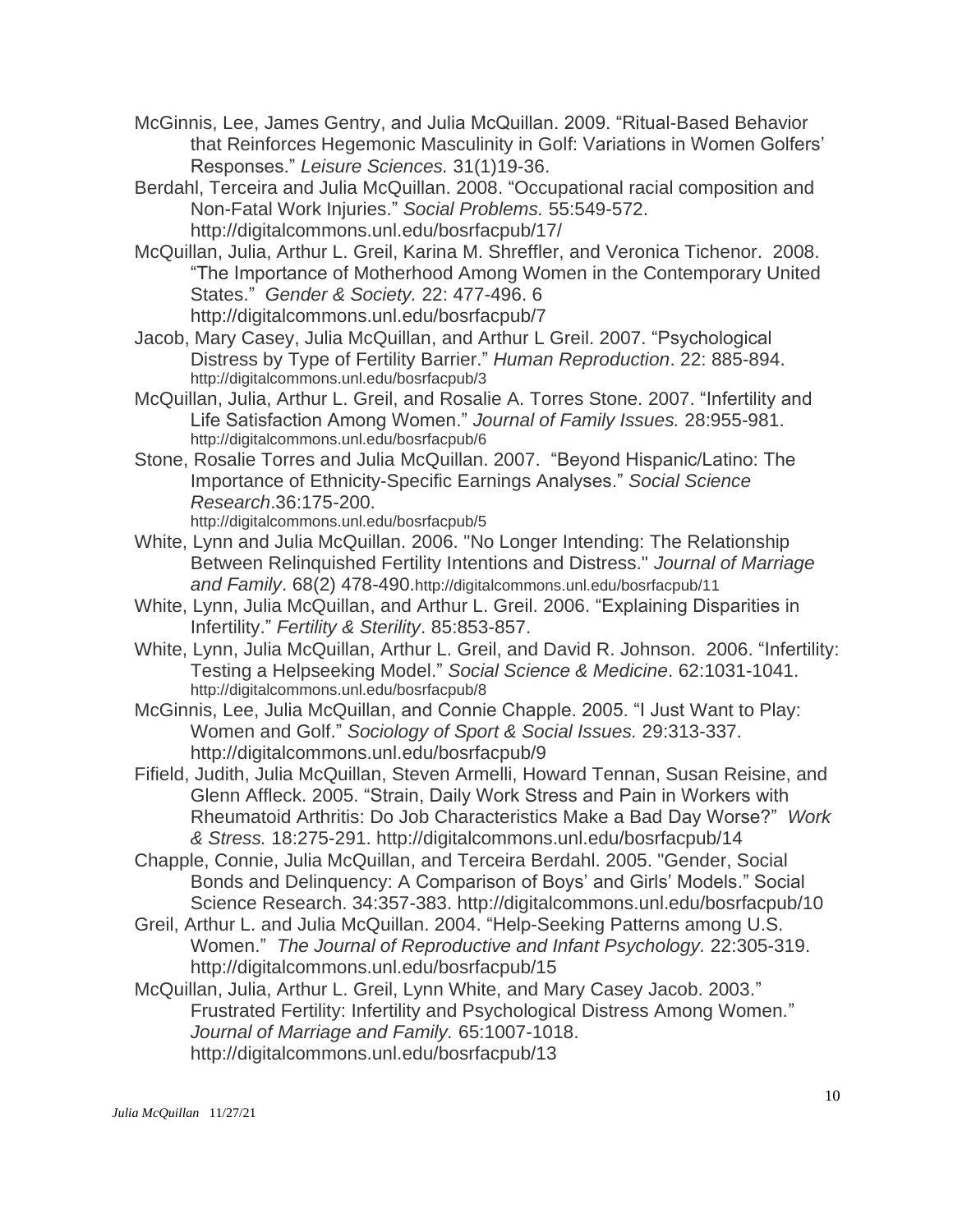McGinnis, Lee, James Gentry, and Julia McQuillan. 2009. "Ritual-Based Behavior that Reinforces Hegemonic Masculinity in Golf: Variations in Women Golfers' Responses." *Leisure Sciences.* 31(1)19-36.

Berdahl, Terceira and Julia McQuillan. 2008. "Occupational racial composition and Non-Fatal Work Injuries." *Social Problems.* 55:549-572. http://digitalcommons.unl.edu/bosrfacpub/17/

McQuillan, Julia, Arthur L. Greil, Karina M. Shreffler, and Veronica Tichenor. 2008. "The Importance of Motherhood Among Women in the Contemporary United States." *Gender & Society.* 22: 477-496. 6 http://digitalcommons.unl.edu/bosrfacpub/7

Jacob, Mary Casey, Julia McQuillan, and Arthur L Greil. 2007. "Psychological Distress by Type of Fertility Barrier." *Human Reproduction*. 22: 885-894. http://digitalcommons.unl.edu/bosrfacpub/3

McQuillan, Julia, Arthur L. Greil, and Rosalie A. Torres Stone. 2007. "Infertility and Life Satisfaction Among Women." *Journal of Family Issues.* 28:955-981. http://digitalcommons.unl.edu/bosrfacpub/6

Stone, Rosalie Torres and Julia McQuillan. 2007. "Beyond Hispanic/Latino: The Importance of Ethnicity-Specific Earnings Analyses." *Social Science Research*.36:175-200. http://digitalcommons.unl.edu/bosrfacpub/5

White, Lynn and Julia McQuillan. 2006. "No Longer Intending: The Relationship Between Relinquished Fertility Intentions and Distress." *Journal of Marriage and Family*. 68(2) 478-490.http://digitalcommons.unl.edu/bosrfacpub/11

White, Lynn, Julia McQuillan, and Arthur L. Greil. 2006. "Explaining Disparities in Infertility." *Fertility & Sterility*. 85:853-857.

White, Lynn, Julia McQuillan, Arthur L. Greil, and David R. Johnson. 2006. "Infertility: Testing a Helpseeking Model." *Social Science & Medicine*. 62:1031-1041. http://digitalcommons.unl.edu/bosrfacpub/8

McGinnis, Lee, Julia McQuillan, and Connie Chapple. 2005. "I Just Want to Play: Women and Golf." *Sociology of Sport & Social Issues.* 29:313-337. http://digitalcommons.unl.edu/bosrfacpub/9

Fifield, Judith, Julia McQuillan, Steven Armelli, Howard Tennan, Susan Reisine, and Glenn Affleck. 2005. "Strain, Daily Work Stress and Pain in Workers with Rheumatoid Arthritis: Do Job Characteristics Make a Bad Day Worse?" *Work & Stress.* 18:275-291. http://digitalcommons.unl.edu/bosrfacpub/14

Chapple, Connie, Julia McQuillan, and Terceira Berdahl. 2005. "Gender, Social Bonds and Delinquency: A Comparison of Boys' and Girls' Models." Social Science Research. 34:357-383. http://digitalcommons.unl.edu/bosrfacpub/10

Greil, Arthur L. and Julia McQuillan. 2004. "Help-Seeking Patterns among U.S. Women." *The Journal of Reproductive and Infant Psychology.* 22:305-319. http://digitalcommons.unl.edu/bosrfacpub/15

McQuillan, Julia, Arthur L. Greil, Lynn White, and Mary Casey Jacob. 2003." Frustrated Fertility: Infertility and Psychological Distress Among Women." *Journal of Marriage and Family.* 65:1007-1018. http://digitalcommons.unl.edu/bosrfacpub/13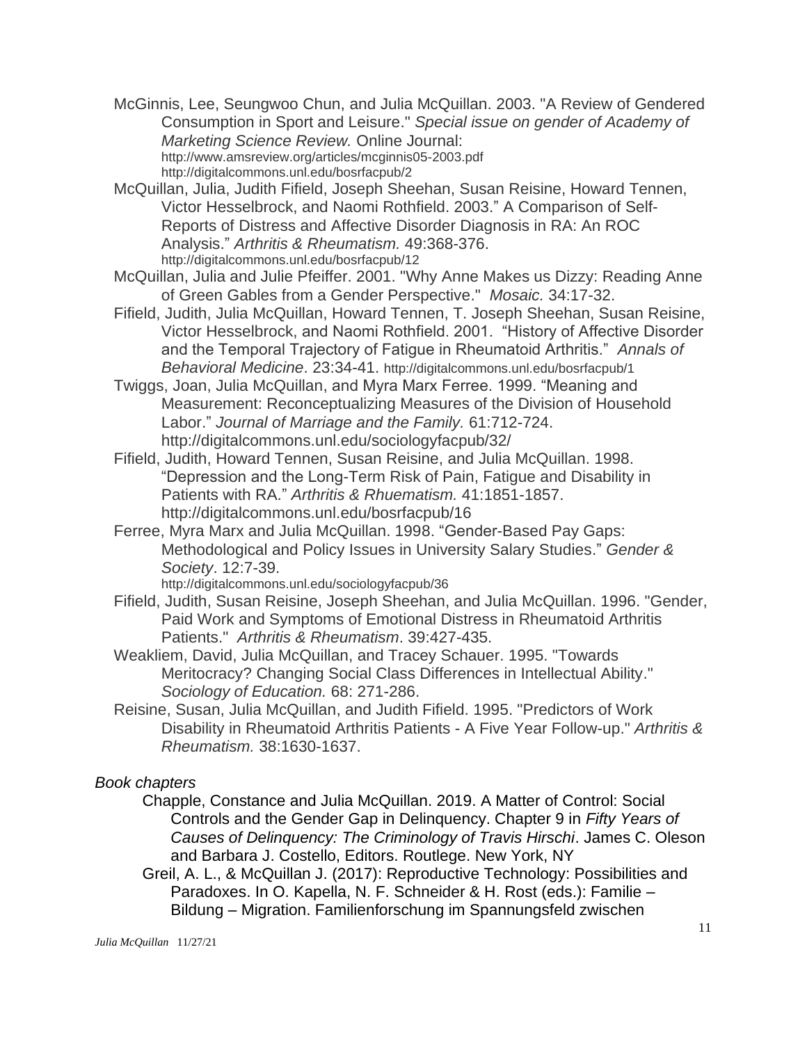McGinnis, Lee, Seungwoo Chun, and Julia McQuillan. 2003. "A Review of Gendered Consumption in Sport and Leisure." *Special issue on gender of Academy of Marketing Science Review.* Online Journal: http://www.amsreview.org/articles/mcginnis05-2003.pdf http://digitalcommons.unl.edu/bosrfacpub/2

McQuillan, Julia, Judith Fifield, Joseph Sheehan, Susan Reisine, Howard Tennen, Victor Hesselbrock, and Naomi Rothfield. 2003." A Comparison of Self-Reports of Distress and Affective Disorder Diagnosis in RA: An ROC Analysis." *Arthritis & Rheumatism.* 49:368-376. http://digitalcommons.unl.edu/bosrfacpub/12

McQuillan, Julia and Julie Pfeiffer. 2001. "Why Anne Makes us Dizzy: Reading Anne of Green Gables from a Gender Perspective." *Mosaic.* 34:17-32.

Fifield, Judith, Julia McQuillan, Howard Tennen, T. Joseph Sheehan, Susan Reisine, Victor Hesselbrock, and Naomi Rothfield. 2001. "History of Affective Disorder and the Temporal Trajectory of Fatigue in Rheumatoid Arthritis." *Annals of Behavioral Medicine*. 23:34-41. http://digitalcommons.unl.edu/bosrfacpub/1

Twiggs, Joan, Julia McQuillan, and Myra Marx Ferree. 1999. "Meaning and Measurement: Reconceptualizing Measures of the Division of Household Labor." *Journal of Marriage and the Family.* 61:712-724. http://digitalcommons.unl.edu/sociologyfacpub/32/

Fifield, Judith, Howard Tennen, Susan Reisine, and Julia McQuillan. 1998. "Depression and the Long-Term Risk of Pain, Fatigue and Disability in Patients with RA." *Arthritis & Rhuematism.* 41:1851-1857. http://digitalcommons.unl.edu/bosrfacpub/16

Ferree, Myra Marx and Julia McQuillan. 1998. "Gender-Based Pay Gaps: Methodological and Policy Issues in University Salary Studies." *Gender & Society*. 12:7-39. http://digitalcommons.unl.edu/sociologyfacpub/36

Fifield, Judith, Susan Reisine, Joseph Sheehan, and Julia McQuillan. 1996. "Gender, Paid Work and Symptoms of Emotional Distress in Rheumatoid Arthritis Patients." *Arthritis & Rheumatism*. 39:427-435.

Weakliem, David, Julia McQuillan, and Tracey Schauer. 1995. "Towards Meritocracy? Changing Social Class Differences in Intellectual Ability." *Sociology of Education.* 68: 271-286.

Reisine, Susan, Julia McQuillan, and Judith Fifield. 1995. "Predictors of Work Disability in Rheumatoid Arthritis Patients - A Five Year Follow-up." *Arthritis & Rheumatism.* 38:1630-1637.

*Book chapters*

Chapple, Constance and Julia McQuillan. 2019. A Matter of Control: Social Controls and the Gender Gap in Delinquency. Chapter 9 in *Fifty Years of Causes of Delinquency: The Criminology of Travis Hirschi*. James C. Oleson and Barbara J. Costello, Editors. Routlege. New York, NY

Greil, A. L., & McQuillan J. (2017): Reproductive Technology: Possibilities and Paradoxes. In O. Kapella, N. F. Schneider & H. Rost (eds.): Familie – Bildung – Migration. Familienforschung im Spannungsfeld zwischen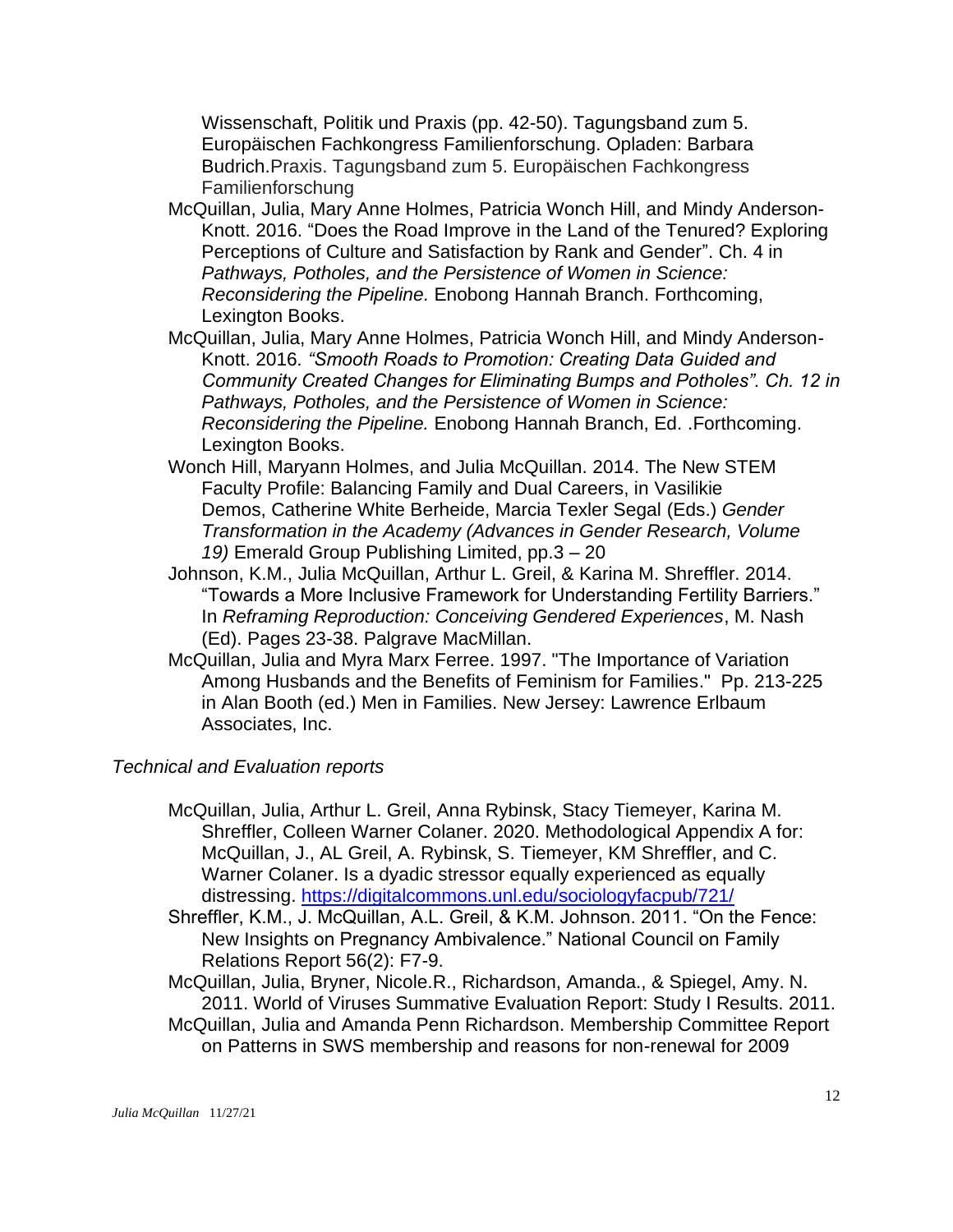Wissenschaft, Politik und Praxis (pp. 42-50). Tagungsband zum 5. Europäischen Fachkongress Familienforschung. Opladen: Barbara Budrich.Praxis. Tagungsband zum 5. Europäischen Fachkongress Familienforschung

McQuillan, Julia, Mary Anne Holmes, Patricia Wonch Hill, and Mindy Anderson-Knott. 2016. "Does the Road Improve in the Land of the Tenured? Exploring Perceptions of Culture and Satisfaction by Rank and Gender". Ch. 4 in *Pathways, Potholes, and the Persistence of Women in Science: Reconsidering the Pipeline.* Enobong Hannah Branch. Forthcoming, Lexington Books.

McQuillan, Julia, Mary Anne Holmes, Patricia Wonch Hill, and Mindy Anderson-Knott. 2016*. "Smooth Roads to Promotion: Creating Data Guided and Community Created Changes for Eliminating Bumps and Potholes". Ch. 12 in Pathways, Potholes, and the Persistence of Women in Science: Reconsidering the Pipeline.* Enobong Hannah Branch, Ed. .Forthcoming. Lexington Books.

Wonch Hill, Maryann Holmes, and Julia McQuillan. 2014. The New STEM Faculty Profile: Balancing Family and Dual Careers, in Vasilikie Demos, Catherine White Berheide, Marcia Texler Segal (Eds.) *Gender Transformation in the Academy (Advances in Gender Research, Volume 19)* Emerald Group Publishing Limited, pp.3 – 20

Johnson, K.M., Julia McQuillan, Arthur L. Greil, & Karina M. Shreffler. 2014. "Towards a More Inclusive Framework for Understanding Fertility Barriers." In *Reframing Reproduction: Conceiving Gendered Experiences*, M. Nash (Ed). Pages 23-38. Palgrave MacMillan.

McQuillan, Julia and Myra Marx Ferree. 1997. "The Importance of Variation Among Husbands and the Benefits of Feminism for Families." Pp. 213-225 in Alan Booth (ed.) Men in Families. New Jersey: Lawrence Erlbaum Associates, Inc.

*Technical and Evaluation reports*

McQuillan, Julia, Arthur L. Greil, Anna Rybinsk, Stacy Tiemeyer, Karina M. Shreffler, Colleen Warner Colaner. 2020. Methodological Appendix A for: McQuillan, J., AL Greil, A. Rybinsk, S. Tiemeyer, KM Shreffler, and C. Warner Colaner. Is a dyadic stressor equally experienced as equally distressing. https://digitalcommons.unl.edu/sociologyfacpub/721/

Shreffler, K.M., J. McQuillan, A.L. Greil, & K.M. Johnson. 2011. "On the Fence: New Insights on Pregnancy Ambivalence." National Council on Family Relations Report 56(2): F7-9.

McQuillan, Julia, Bryner, Nicole.R., Richardson, Amanda., & Spiegel, Amy. N. 2011. World of Viruses Summative Evaluation Report: Study I Results. 2011.

McQuillan, Julia and Amanda Penn Richardson. Membership Committee Report on Patterns in SWS membership and reasons for non-renewal for 2009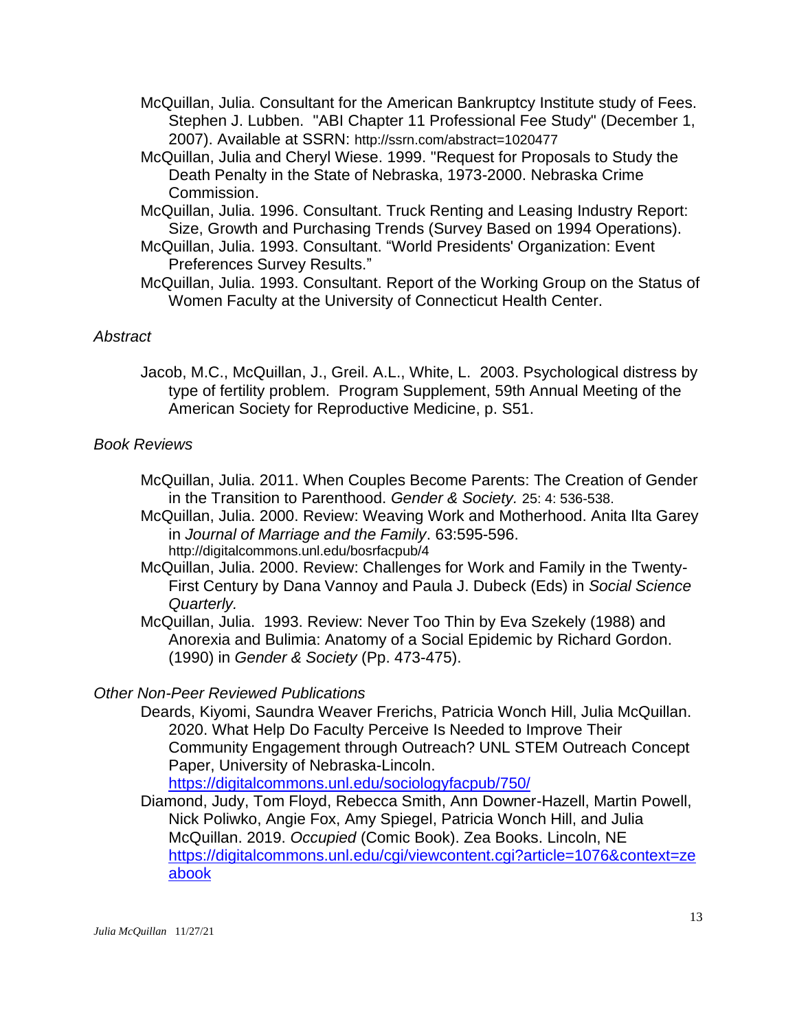McQuillan, Julia. Consultant for the American Bankruptcy Institute study of Fees. Stephen J. Lubben. "ABI Chapter 11 Professional Fee Study" (December 1, 2007). Available at SSRN: http://ssrn.com/abstract=1020477

McQuillan, Julia and Cheryl Wiese. 1999. "Request for Proposals to Study the Death Penalty in the State of Nebraska, 1973-2000. Nebraska Crime Commission.

McQuillan, Julia. 1996. Consultant. Truck Renting and Leasing Industry Report: Size, Growth and Purchasing Trends (Survey Based on 1994 Operations).

McQuillan, Julia. 1993. Consultant. "World Presidents' Organization: Event Preferences Survey Results."

McQuillan, Julia. 1993. Consultant. Report of the Working Group on the Status of Women Faculty at the University of Connecticut Health Center.

*Abstract*

Jacob, M.C., McQuillan, J., Greil. A.L., White, L. 2003. Psychological distress by type of fertility problem. Program Supplement, 59th Annual Meeting of the American Society for Reproductive Medicine, p. S51.

*Book Reviews*

McQuillan, Julia. 2011. When Couples Become Parents: The Creation of Gender in the Transition to Parenthood. *Gender & Society.* 25: 4: 536-538.

McQuillan, Julia. 2000. Review: Weaving Work and Motherhood. Anita Ilta Garey in *Journal of Marriage and the Family*. 63:595-596. http://digitalcommons.unl.edu/bosrfacpub/4

McQuillan, Julia. 2000. Review: Challenges for Work and Family in the Twenty-First Century by Dana Vannoy and Paula J. Dubeck (Eds) in *Social Science Quarterly.*

McQuillan, Julia. 1993. Review: Never Too Thin by Eva Szekely (1988) and Anorexia and Bulimia: Anatomy of a Social Epidemic by Richard Gordon. (1990) in *Gender & Society* (Pp. 473-475).

*Other Non-Peer Reviewed Publications*

Deards, Kiyomi, Saundra Weaver Frerichs, Patricia Wonch Hill, Julia McQuillan. 2020. What Help Do Faculty Perceive Is Needed to Improve Their Community Engagement through Outreach? UNL STEM Outreach Concept Paper, University of Nebraska-Lincoln. https://digitalcommons.unl.edu/sociologyfacpub/750/

Diamond, Judy, Tom Floyd, Rebecca Smith, Ann Downer-Hazell, Martin Powell, Nick Poliwko, Angie Fox, Amy Spiegel, Patricia Wonch Hill, and Julia McQuillan. 2019. *Occupied* (Comic Book). Zea Books. Lincoln, NE https://digitalcommons.unl.edu/cgi/viewcontent.cgi?article=1076&context=zeabook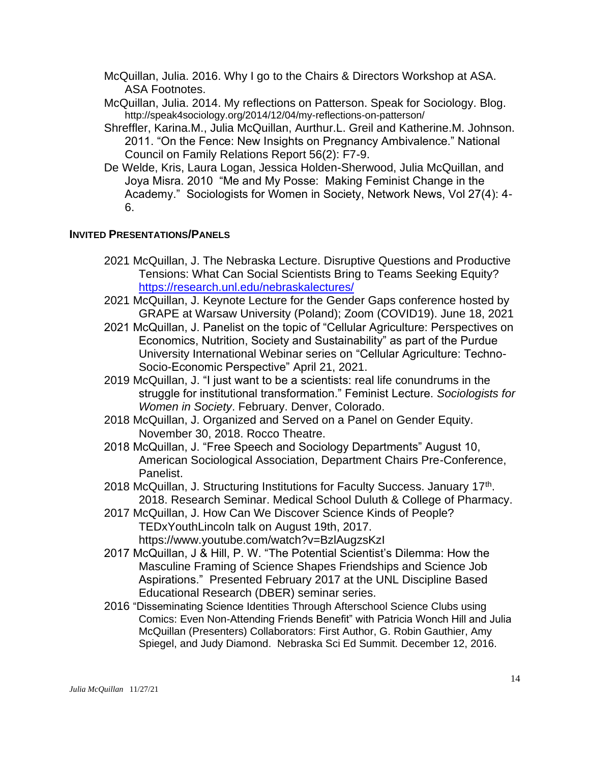McQuillan, Julia. 2016. Why I go to the Chairs & Directors Workshop at ASA. ASA Footnotes.

McQuillan, Julia. 2014. My reflections on Patterson. Speak for Sociology. Blog. http://speak4sociology.org/2014/12/04/my-reflections-on-patterson/

Shreffler, Karina.M., Julia McQuillan, Aurthur.L. Greil and Katherine.M. Johnson. 2011. "On the Fence: New Insights on Pregnancy Ambivalence." National Council on Family Relations Report 56(2): F7-9.

De Welde, Kris, Laura Logan, Jessica Holden-Sherwood, Julia McQuillan, and Joya Misra. 2010 "Me and My Posse: Making Feminist Change in the Academy." Sociologists for Women in Society, Network News, Vol 27(4): 4-6.

## INVITED PRESENTATIONS/PANELS

2021 McQuillan, J. The Nebraska Lecture. Disruptive Questions and Productive Tensions: What Can Social Scientists Bring to Teams Seeking Equity? https://research.unl.edu/nebraskalectures/

2021 McQuillan, J. Keynote Lecture for the Gender Gaps conference hosted by GRAPE at Warsaw University (Poland); Zoom (COVID19). June 18, 2021

2021 McQuillan, J. Panelist on the topic of "Cellular Agriculture: Perspectives on Economics, Nutrition, Society and Sustainability" as part of the Purdue University International Webinar series on "Cellular Agriculture: Techno-Socio-Economic Perspective" April 21, 2021.

2019 McQuillan, J. "I just want to be a scientists: real life conundrums in the struggle for institutional transformation." Feminist Lecture. *Sociologists for Women in Society*. February. Denver, Colorado.

2018 McQuillan, J. Organized and Served on a Panel on Gender Equity. November 30, 2018. Rocco Theatre.

2018 McQuillan, J. "Free Speech and Sociology Departments" August 10, American Sociological Association, Department Chairs Pre-Conference, Panelist.

2018 McQuillan, J. Structuring Institutions for Faculty Success. January 17th. 2018. Research Seminar. Medical School Duluth & College of Pharmacy.

2017 McQuillan, J. How Can We Discover Science Kinds of People? TEDxYouthLincoln talk on August 19th, 2017. https://www.youtube.com/watch?v=BzlAugzsKzI

2017 McQuillan, J & Hill, P. W. "The Potential Scientist's Dilemma: How the Masculine Framing of Science Shapes Friendships and Science Job Aspirations." Presented February 2017 at the UNL Discipline Based Educational Research (DBER) seminar series.

2016 "Disseminating Science Identities Through Afterschool Science Clubs using Comics: Even Non-Attending Friends Benefit" with Patricia Wonch Hill and Julia McQuillan (Presenters) Collaborators: First Author, G. Robin Gauthier, Amy Spiegel, and Judy Diamond. Nebraska Sci Ed Summit. December 12, 2016.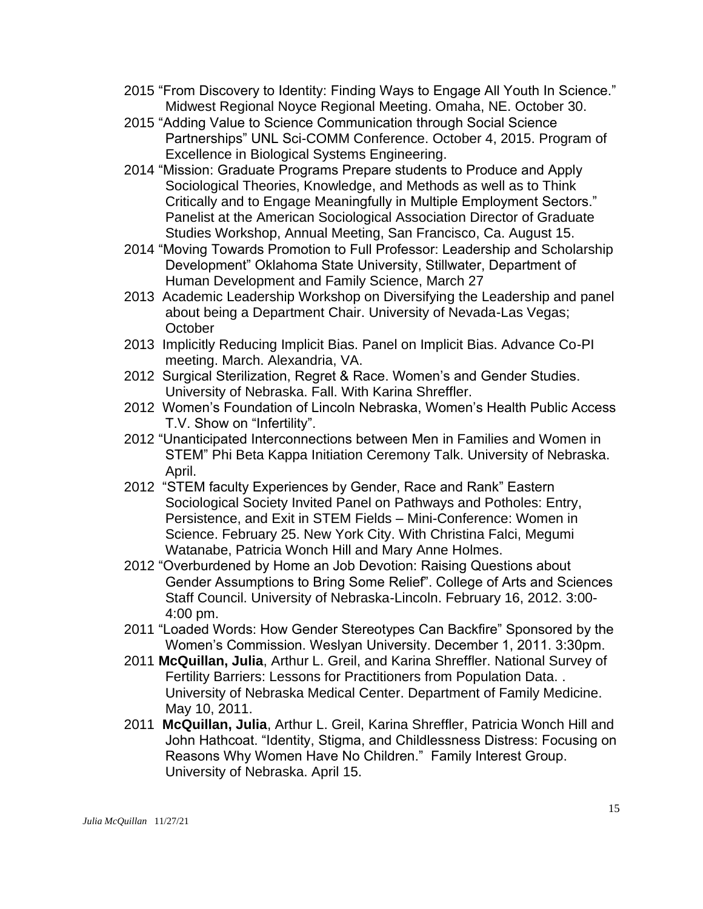2015 "From Discovery to Identity: Finding Ways to Engage All Youth In Science." Midwest Regional Noyce Regional Meeting. Omaha, NE. October 30.

2015 "Adding Value to Science Communication through Social Science Partnerships" UNL Sci-COMM Conference. October 4, 2015. Program of Excellence in Biological Systems Engineering.

2014 "Mission: Graduate Programs Prepare students to Produce and Apply Sociological Theories, Knowledge, and Methods as well as to Think Critically and to Engage Meaningfully in Multiple Employment Sectors." Panelist at the American Sociological Association Director of Graduate Studies Workshop, Annual Meeting, San Francisco, Ca. August 15.

2014 "Moving Towards Promotion to Full Professor: Leadership and Scholarship Development" Oklahoma State University, Stillwater, Department of Human Development and Family Science, March 27

2013 Academic Leadership Workshop on Diversifying the Leadership and panel about being a Department Chair. University of Nevada-Las Vegas; October

2013 Implicitly Reducing Implicit Bias. Panel on Implicit Bias. Advance Co-PI meeting. March. Alexandria, VA.

2012 Surgical Sterilization, Regret & Race. Women's and Gender Studies. University of Nebraska. Fall. With Karina Shreffler.

2012 Women's Foundation of Lincoln Nebraska, Women's Health Public Access T.V. Show on "Infertility".

2012 "Unanticipated Interconnections between Men in Families and Women in STEM" Phi Beta Kappa Initiation Ceremony Talk. University of Nebraska. April.

2012 "STEM faculty Experiences by Gender, Race and Rank" Eastern Sociological Society Invited Panel on Pathways and Potholes: Entry, Persistence, and Exit in STEM Fields – Mini-Conference: Women in Science. February 25. New York City. With Christina Falci, Megumi Watanabe, Patricia Wonch Hill and Mary Anne Holmes.

2012 "Overburdened by Home an Job Devotion: Raising Questions about Gender Assumptions to Bring Some Relief". College of Arts and Sciences Staff Council. University of Nebraska-Lincoln. February 16, 2012. 3:00-4:00 pm.

2011 "Loaded Words: How Gender Stereotypes Can Backfire" Sponsored by the Women's Commission. Weslyan University. December 1, 2011. 3:30pm.

2011 **McQuillan, Julia**, Arthur L. Greil, and Karina Shreffler. National Survey of Fertility Barriers: Lessons for Practitioners from Population Data. . University of Nebraska Medical Center. Department of Family Medicine. May 10, 2011.

2011 **McQuillan, Julia**, Arthur L. Greil, Karina Shreffler, Patricia Wonch Hill and John Hathcoat. "Identity, Stigma, and Childlessness Distress: Focusing on Reasons Why Women Have No Children." Family Interest Group. University of Nebraska. April 15.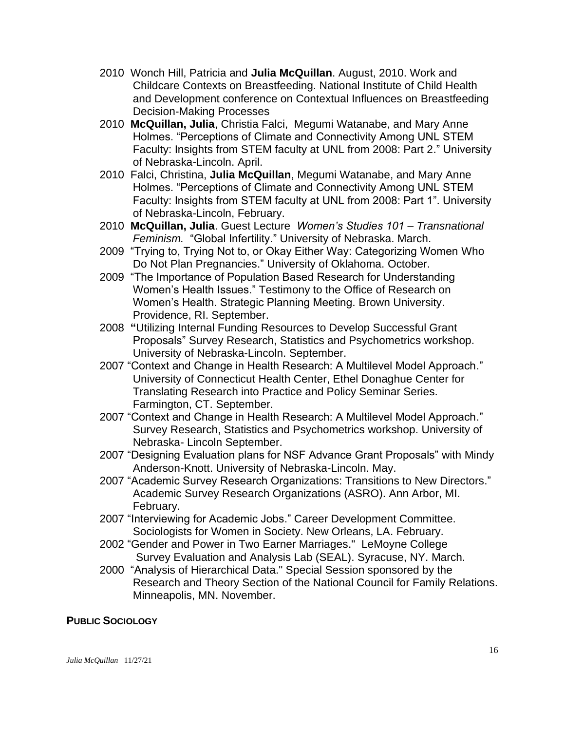2010 Wonch Hill, Patricia and **Julia McQuillan**. August, 2010. Work and Childcare Contexts on Breastfeeding. National Institute of Child Health and Development conference on Contextual Influences on Breastfeeding Decision-Making Processes

2010 **McQuillan, Julia**, Christia Falci, Megumi Watanabe, and Mary Anne Holmes. "Perceptions of Climate and Connectivity Among UNL STEM Faculty: Insights from STEM faculty at UNL from 2008: Part 2." University of Nebraska-Lincoln. April.

2010 Falci, Christina, **Julia McQuillan**, Megumi Watanabe, and Mary Anne Holmes. "Perceptions of Climate and Connectivity Among UNL STEM Faculty: Insights from STEM faculty at UNL from 2008: Part 1". University of Nebraska-Lincoln, February.

2010 **McQuillan, Julia**. Guest Lecture *Women's Studies 101 – Transnational Feminism.* "Global Infertility." University of Nebraska. March.

2009 "Trying to, Trying Not to, or Okay Either Way: Categorizing Women Who Do Not Plan Pregnancies." University of Oklahoma. October.

2009 "The Importance of Population Based Research for Understanding Women's Health Issues." Testimony to the Office of Research on Women's Health. Strategic Planning Meeting. Brown University. Providence, RI. September.

2008 **"**Utilizing Internal Funding Resources to Develop Successful Grant Proposals" Survey Research, Statistics and Psychometrics workshop. University of Nebraska-Lincoln. September.

2007 "Context and Change in Health Research: A Multilevel Model Approach." University of Connecticut Health Center, Ethel Donaghue Center for Translating Research into Practice and Policy Seminar Series. Farmington, CT. September.

2007 "Context and Change in Health Research: A Multilevel Model Approach." Survey Research, Statistics and Psychometrics workshop. University of Nebraska- Lincoln September.

2007 "Designing Evaluation plans for NSF Advance Grant Proposals" with Mindy Anderson-Knott. University of Nebraska-Lincoln. May.

2007 "Academic Survey Research Organizations: Transitions to New Directors." Academic Survey Research Organizations (ASRO). Ann Arbor, MI. February.

2007 "Interviewing for Academic Jobs." Career Development Committee. Sociologists for Women in Society. New Orleans, LA. February.

2002 "Gender and Power in Two Earner Marriages." LeMoyne College Survey Evaluation and Analysis Lab (SEAL). Syracuse, NY. March.

2000 "Analysis of Hierarchical Data." Special Session sponsored by the Research and Theory Section of the National Council for Family Relations. Minneapolis, MN. November.

**PUBLIC SOCIOLOGY**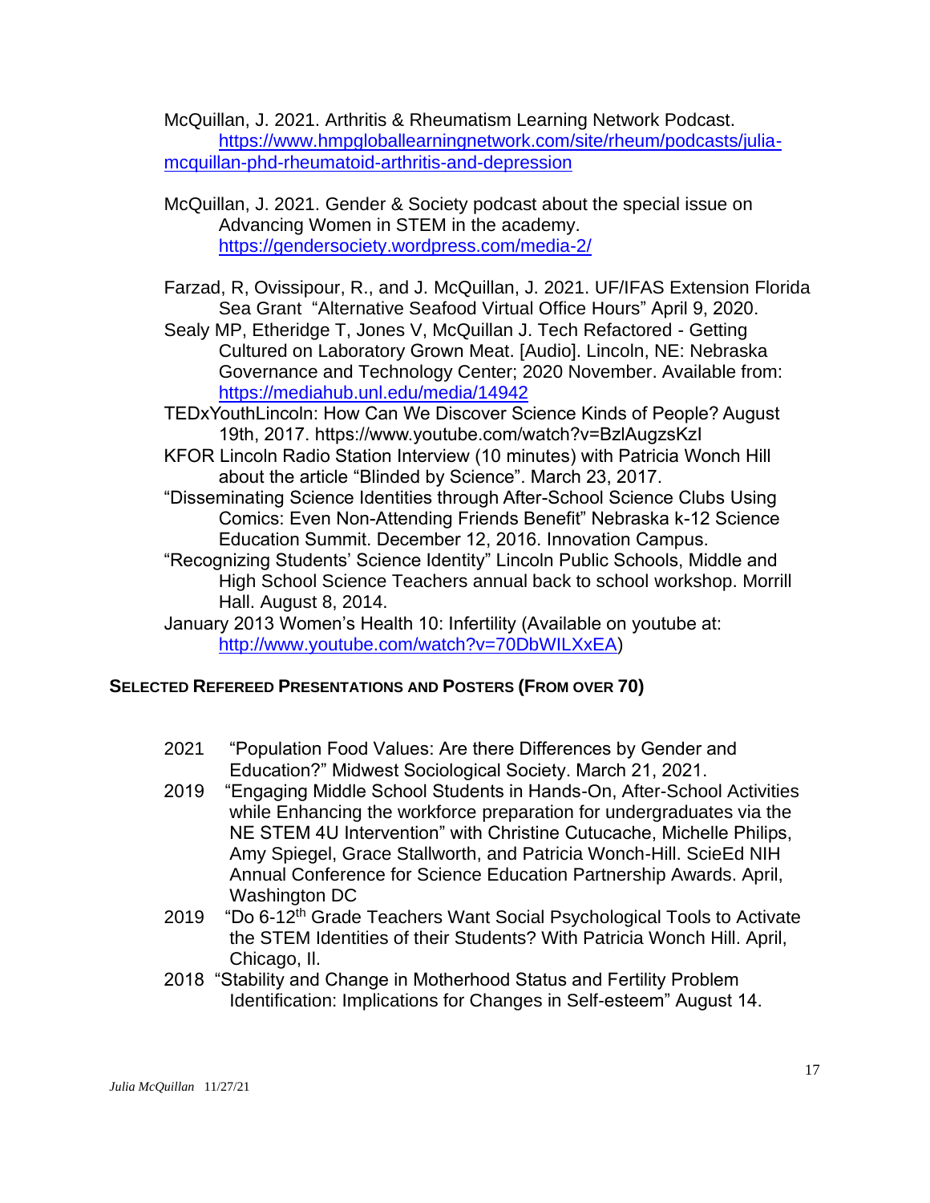McQuillan, J. 2021. Arthritis & Rheumatism Learning Network Podcast. https://www.hmpgloballearningnetwork.com/site/rheum/podcasts/julia-mcquillan-phd-rheumatoid-arthritis-and-depression

McQuillan, J. 2021. Gender & Society podcast about the special issue on Advancing Women in STEM in the academy. https://gendersociety.wordpress.com/media-2/

Farzad, R, Ovissipour, R., and J. McQuillan, J. 2021. UF/IFAS Extension Florida Sea Grant "Alternative Seafood Virtual Office Hours" April 9, 2020.

Sealy MP, Etheridge T, Jones V, McQuillan J. Tech Refactored - Getting Cultured on Laboratory Grown Meat. [Audio]. Lincoln, NE: Nebraska Governance and Technology Center; 2020 November. Available from: https://mediahub.unl.edu/media/14942

TEDxYouthLincoln: How Can We Discover Science Kinds of People? August 19th, 2017. https://www.youtube.com/watch?v=BzlAugzsKzI

KFOR Lincoln Radio Station Interview (10 minutes) with Patricia Wonch Hill about the article "Blinded by Science". March 23, 2017.

"Disseminating Science Identities through After-School Science Clubs Using Comics: Even Non-Attending Friends Benefit" Nebraska k-12 Science Education Summit. December 12, 2016. Innovation Campus.

"Recognizing Students' Science Identity" Lincoln Public Schools, Middle and High School Science Teachers annual back to school workshop. Morrill Hall. August 8, 2014.

January 2013 Women's Health 10: Infertility (Available on youtube at: http://www.youtube.com/watch?v=70DbWILXxEA)

## Selected Refereed Presentations and Posters (From over 70)

2021 "Population Food Values: Are there Differences by Gender and Education?" Midwest Sociological Society. March 21, 2021.

2019 "Engaging Middle School Students in Hands-On, After-School Activities while Enhancing the workforce preparation for undergraduates via the NE STEM 4U Intervention" with Christine Cutucache, Michelle Philips, Amy Spiegel, Grace Stallworth, and Patricia Wonch-Hill. ScieEd NIH Annual Conference for Science Education Partnership Awards. April, Washington DC

2019 "Do 6-12th Grade Teachers Want Social Psychological Tools to Activate the STEM Identities of their Students? With Patricia Wonch Hill. April, Chicago, Il.

2018 "Stability and Change in Motherhood Status and Fertility Problem Identification: Implications for Changes in Self-esteem" August 14.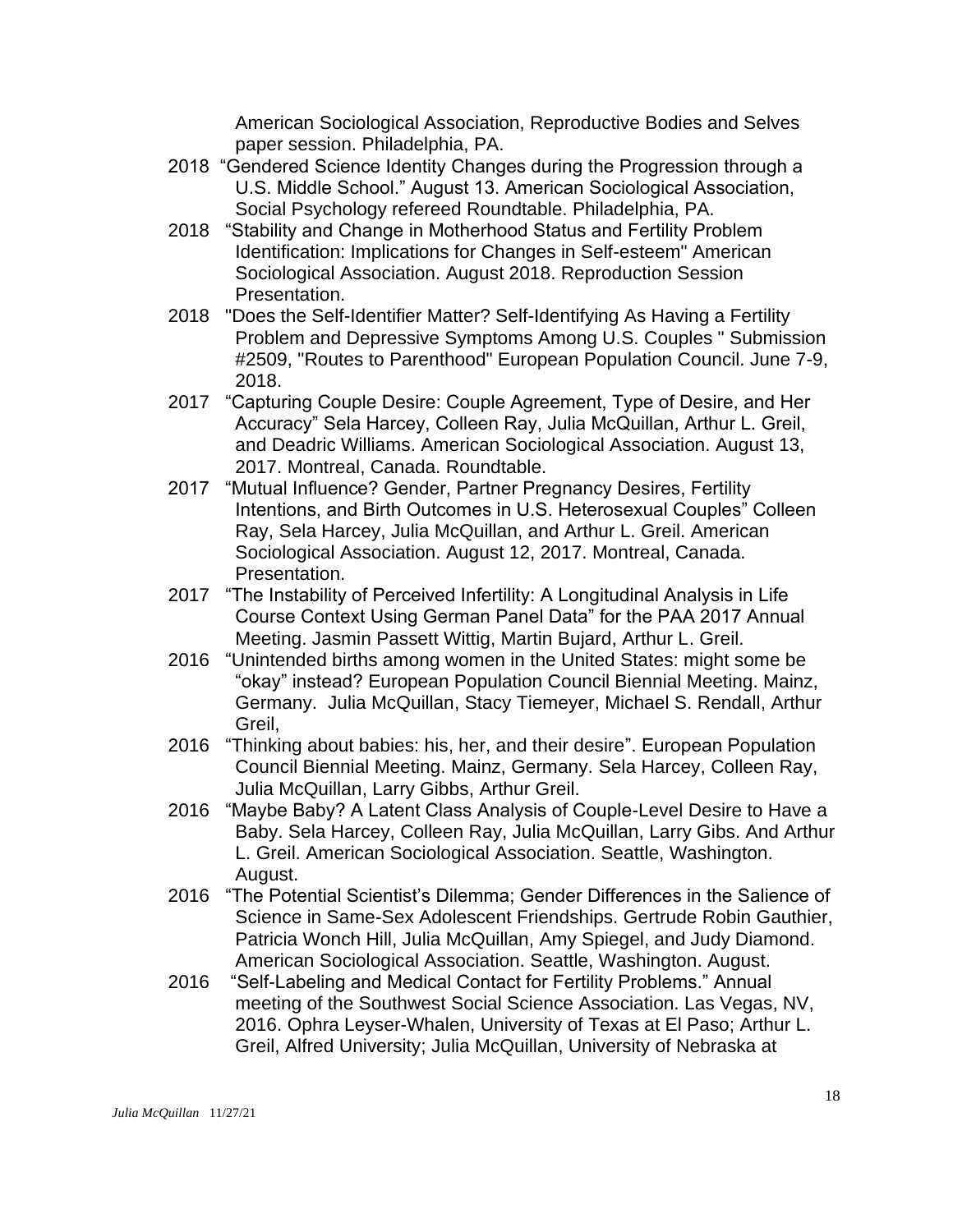American Sociological Association, Reproductive Bodies and Selves paper session. Philadelphia, PA.

2018 "Gendered Science Identity Changes during the Progression through a U.S. Middle School." August 13. American Sociological Association, Social Psychology refereed Roundtable. Philadelphia, PA.

2018 "Stability and Change in Motherhood Status and Fertility Problem Identification: Implications for Changes in Self-esteem" American Sociological Association. August 2018. Reproduction Session Presentation.

2018 "Does the Self-Identifier Matter? Self-Identifying As Having a Fertility Problem and Depressive Symptoms Among U.S. Couples " Submission #2509, "Routes to Parenthood" European Population Council. June 7-9, 2018.

2017 "Capturing Couple Desire: Couple Agreement, Type of Desire, and Her Accuracy" Sela Harcey, Colleen Ray, Julia McQuillan, Arthur L. Greil, and Deadric Williams. American Sociological Association. August 13, 2017. Montreal, Canada. Roundtable.

2017 "Mutual Influence? Gender, Partner Pregnancy Desires, Fertility Intentions, and Birth Outcomes in U.S. Heterosexual Couples" Colleen Ray, Sela Harcey, Julia McQuillan, and Arthur L. Greil. American Sociological Association. August 12, 2017. Montreal, Canada. Presentation.

2017 "The Instability of Perceived Infertility: A Longitudinal Analysis in Life Course Context Using German Panel Data" for the PAA 2017 Annual Meeting. Jasmin Passett Wittig, Martin Bujard, Arthur L. Greil.

2016 "Unintended births among women in the United States: might some be "okay" instead? European Population Council Biennial Meeting. Mainz, Germany. Julia McQuillan, Stacy Tiemeyer, Michael S. Rendall, Arthur Greil,

2016 "Thinking about babies: his, her, and their desire". European Population Council Biennial Meeting. Mainz, Germany. Sela Harcey, Colleen Ray, Julia McQuillan, Larry Gibbs, Arthur Greil.

2016 "Maybe Baby? A Latent Class Analysis of Couple-Level Desire to Have a Baby. Sela Harcey, Colleen Ray, Julia McQuillan, Larry Gibs. And Arthur L. Greil. American Sociological Association. Seattle, Washington. August.

2016 "The Potential Scientist's Dilemma; Gender Differences in the Salience of Science in Same-Sex Adolescent Friendships. Gertrude Robin Gauthier, Patricia Wonch Hill, Julia McQuillan, Amy Spiegel, and Judy Diamond. American Sociological Association. Seattle, Washington. August.

2016 "Self-Labeling and Medical Contact for Fertility Problems." Annual meeting of the Southwest Social Science Association. Las Vegas, NV, 2016. Ophra Leyser-Whalen, University of Texas at El Paso; Arthur L. Greil, Alfred University; Julia McQuillan, University of Nebraska at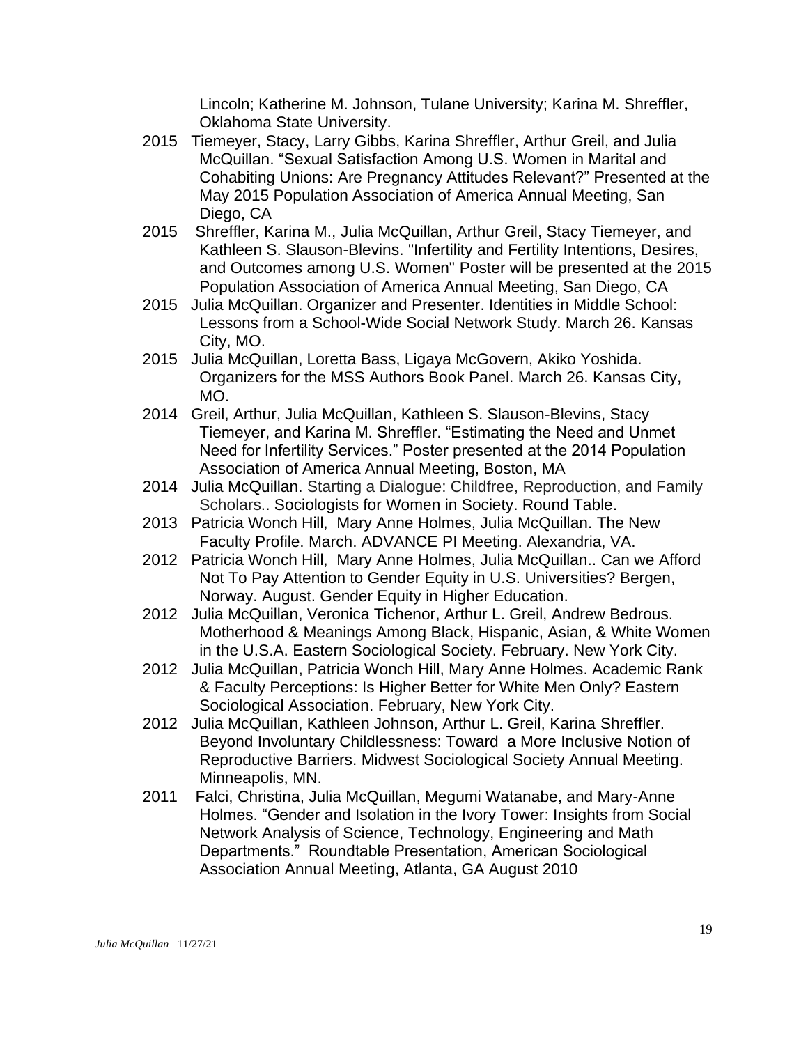Lincoln; Katherine M. Johnson, Tulane University; Karina M. Shreffler, Oklahoma State University.

2015 Tiemeyer, Stacy, Larry Gibbs, Karina Shreffler, Arthur Greil, and Julia McQuillan. "Sexual Satisfaction Among U.S. Women in Marital and Cohabiting Unions: Are Pregnancy Attitudes Relevant?" Presented at the May 2015 Population Association of America Annual Meeting, San Diego, CA

2015 Shreffler, Karina M., Julia McQuillan, Arthur Greil, Stacy Tiemeyer, and Kathleen S. Slauson-Blevins. "Infertility and Fertility Intentions, Desires, and Outcomes among U.S. Women" Poster will be presented at the 2015 Population Association of America Annual Meeting, San Diego, CA

2015 Julia McQuillan. Organizer and Presenter. Identities in Middle School: Lessons from a School-Wide Social Network Study. March 26. Kansas City, MO.

2015 Julia McQuillan, Loretta Bass, Ligaya McGovern, Akiko Yoshida. Organizers for the MSS Authors Book Panel. March 26. Kansas City, MO.

2014 Greil, Arthur, Julia McQuillan, Kathleen S. Slauson-Blevins, Stacy Tiemeyer, and Karina M. Shreffler. "Estimating the Need and Unmet Need for Infertility Services." Poster presented at the 2014 Population Association of America Annual Meeting, Boston, MA

2014 Julia McQuillan. Starting a Dialogue: Childfree, Reproduction, and Family Scholars.. Sociologists for Women in Society. Round Table.

2013 Patricia Wonch Hill, Mary Anne Holmes, Julia McQuillan. The New Faculty Profile. March. ADVANCE PI Meeting. Alexandria, VA.

2012 Patricia Wonch Hill, Mary Anne Holmes, Julia McQuillan.. Can we Afford Not To Pay Attention to Gender Equity in U.S. Universities? Bergen, Norway. August. Gender Equity in Higher Education.

2012 Julia McQuillan, Veronica Tichenor, Arthur L. Greil, Andrew Bedrous. Motherhood & Meanings Among Black, Hispanic, Asian, & White Women in the U.S.A. Eastern Sociological Society. February. New York City.

2012 Julia McQuillan, Patricia Wonch Hill, Mary Anne Holmes. Academic Rank & Faculty Perceptions: Is Higher Better for White Men Only? Eastern Sociological Association. February, New York City.

2012 Julia McQuillan, Kathleen Johnson, Arthur L. Greil, Karina Shreffler. Beyond Involuntary Childlessness: Toward a More Inclusive Notion of Reproductive Barriers. Midwest Sociological Society Annual Meeting. Minneapolis, MN.

2011 Falci, Christina, Julia McQuillan, Megumi Watanabe, and Mary-Anne Holmes. "Gender and Isolation in the Ivory Tower: Insights from Social Network Analysis of Science, Technology, Engineering and Math Departments." Roundtable Presentation, American Sociological Association Annual Meeting, Atlanta, GA August 2010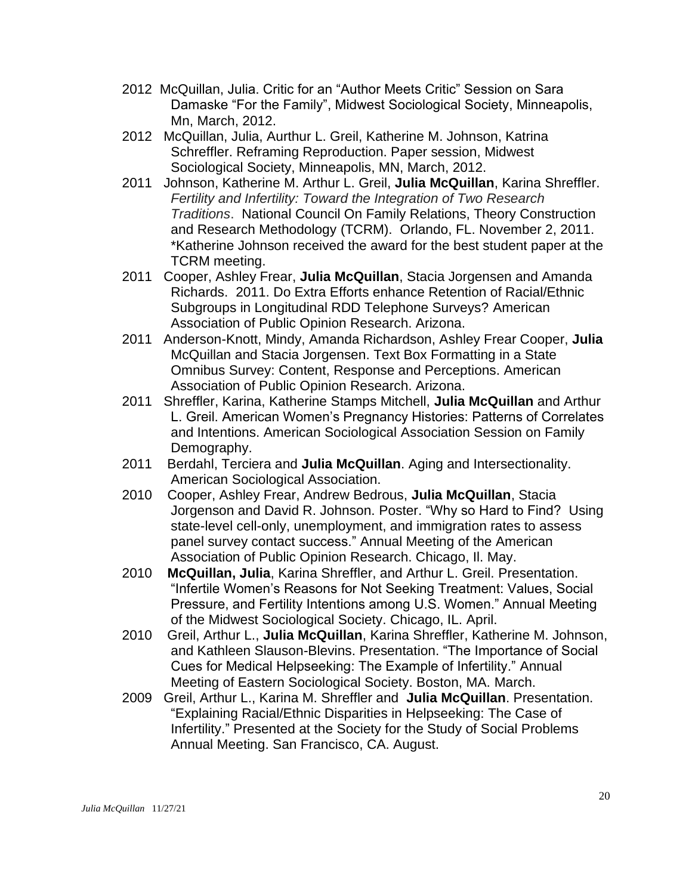2012 McQuillan, Julia. Critic for an "Author Meets Critic" Session on Sara Damaske "For the Family", Midwest Sociological Society, Minneapolis, Mn, March, 2012.

2012 McQuillan, Julia, Aurthur L. Greil, Katherine M. Johnson, Katrina Schreffler. Reframing Reproduction. Paper session, Midwest Sociological Society, Minneapolis, MN, March, 2012.

2011 Johnson, Katherine M. Arthur L. Greil, **Julia McQuillan**, Karina Shreffler. *Fertility and Infertility: Toward the Integration of Two Research Traditions*. National Council On Family Relations, Theory Construction and Research Methodology (TCRM). Orlando, FL. November 2, 2011. *Katherine Johnson received the award for the best student paper at the TCRM meeting.

2011 Cooper, Ashley Frear, **Julia McQuillan**, Stacia Jorgensen and Amanda Richards. 2011. Do Extra Efforts enhance Retention of Racial/Ethnic Subgroups in Longitudinal RDD Telephone Surveys? American Association of Public Opinion Research. Arizona.

2011 Anderson-Knott, Mindy, Amanda Richardson, Ashley Frear Cooper, **Julia** McQuillan and Stacia Jorgensen. Text Box Formatting in a State Omnibus Survey: Content, Response and Perceptions. American Association of Public Opinion Research. Arizona.

2011 Shreffler, Karina, Katherine Stamps Mitchell, **Julia McQuillan** and Arthur L. Greil. American Women's Pregnancy Histories: Patterns of Correlates and Intentions. American Sociological Association Session on Family Demography.

2011 Berdahl, Terciera and **Julia McQuillan**. Aging and Intersectionality. American Sociological Association.

2010 Cooper, Ashley Frear, Andrew Bedrous, **Julia McQuillan**, Stacia Jorgenson and David R. Johnson. Poster. "Why so Hard to Find? Using state-level cell-only, unemployment, and immigration rates to assess panel survey contact success." Annual Meeting of the American Association of Public Opinion Research. Chicago, Il. May.

2010 **McQuillan, Julia**, Karina Shreffler, and Arthur L. Greil. Presentation. "Infertile Women's Reasons for Not Seeking Treatment: Values, Social Pressure, and Fertility Intentions among U.S. Women." Annual Meeting of the Midwest Sociological Society. Chicago, IL. April.

2010 Greil, Arthur L., **Julia McQuillan**, Karina Shreffler, Katherine M. Johnson, and Kathleen Slauson-Blevins. Presentation. "The Importance of Social Cues for Medical Helpseeking: The Example of Infertility." Annual Meeting of Eastern Sociological Society. Boston, MA. March.

2009 Greil, Arthur L., Karina M. Shreffler and **Julia McQuillan**. Presentation. "Explaining Racial/Ethnic Disparities in Helpseeking: The Case of Infertility." Presented at the Society for the Study of Social Problems Annual Meeting. San Francisco, CA. August.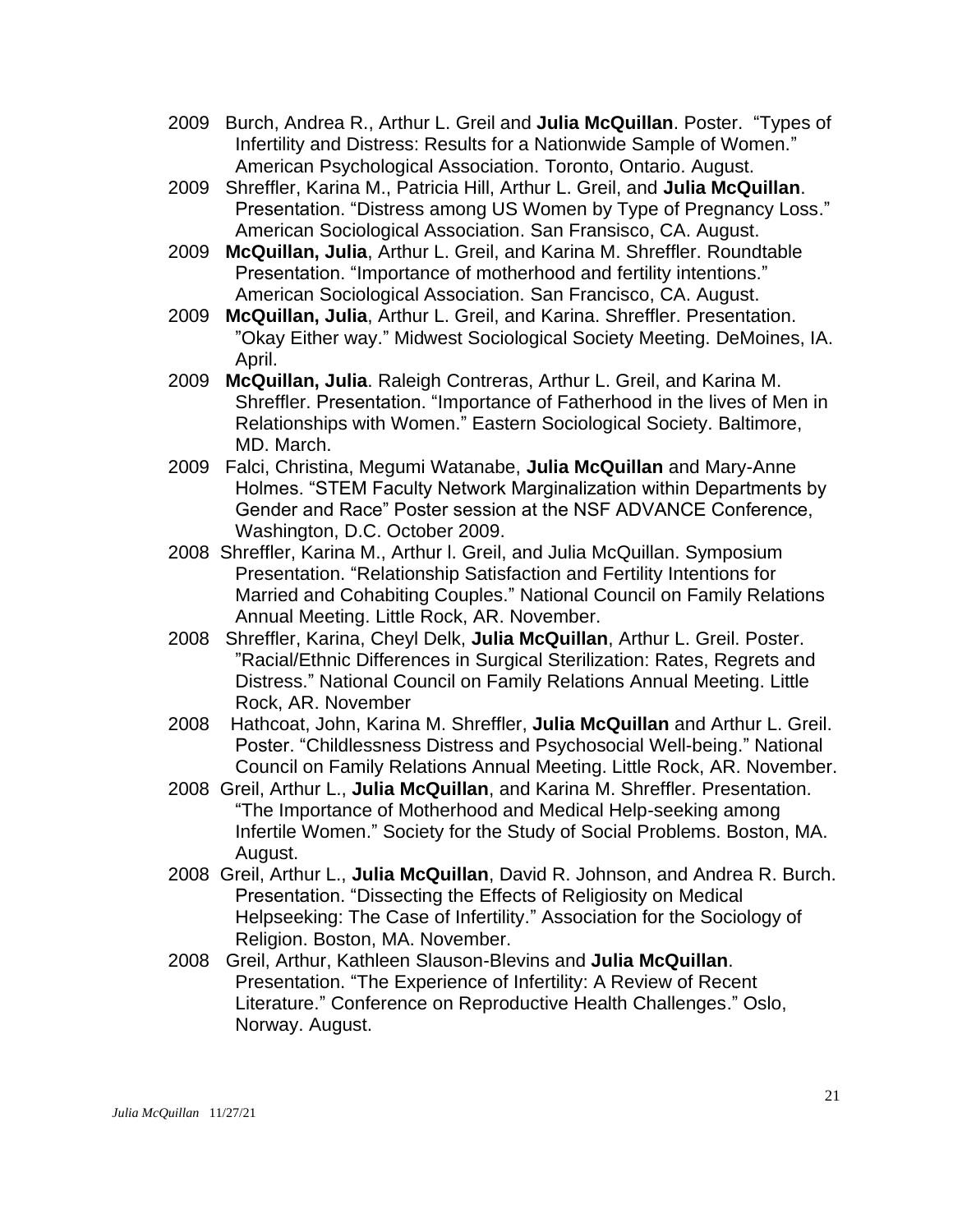2009 Burch, Andrea R., Arthur L. Greil and **Julia McQuillan**. Poster. "Types of Infertility and Distress: Results for a Nationwide Sample of Women." American Psychological Association. Toronto, Ontario. August.

2009 Shreffler, Karina M., Patricia Hill, Arthur L. Greil, and **Julia McQuillan**. Presentation. "Distress among US Women by Type of Pregnancy Loss." American Sociological Association. San Fransisco, CA. August.

2009 **McQuillan, Julia**, Arthur L. Greil, and Karina M. Shreffler. Roundtable Presentation. "Importance of motherhood and fertility intentions." American Sociological Association. San Francisco, CA. August.

2009 **McQuillan, Julia**, Arthur L. Greil, and Karina. Shreffler. Presentation. "Okay Either way." Midwest Sociological Society Meeting. DeMoines, IA. April.

2009 **McQuillan, Julia**. Raleigh Contreras, Arthur L. Greil, and Karina M. Shreffler. Presentation. "Importance of Fatherhood in the lives of Men in Relationships with Women." Eastern Sociological Society. Baltimore, MD. March.

2009 Falci, Christina, Megumi Watanabe, **Julia McQuillan** and Mary-Anne Holmes. "STEM Faculty Network Marginalization within Departments by Gender and Race" Poster session at the NSF ADVANCE Conference, Washington, D.C. October 2009.

2008 Shreffler, Karina M., Arthur l. Greil, and Julia McQuillan. Symposium Presentation. "Relationship Satisfaction and Fertility Intentions for Married and Cohabiting Couples." National Council on Family Relations Annual Meeting. Little Rock, AR. November.

2008 Shreffler, Karina, Cheyl Delk, **Julia McQuillan**, Arthur L. Greil. Poster. "Racial/Ethnic Differences in Surgical Sterilization: Rates, Regrets and Distress." National Council on Family Relations Annual Meeting. Little Rock, AR. November

2008 Hathcoat, John, Karina M. Shreffler, **Julia McQuillan** and Arthur L. Greil. Poster. "Childlessness Distress and Psychosocial Well-being." National Council on Family Relations Annual Meeting. Little Rock, AR. November.

2008 Greil, Arthur L., **Julia McQuillan**, and Karina M. Shreffler. Presentation. "The Importance of Motherhood and Medical Help-seeking among Infertile Women." Society for the Study of Social Problems. Boston, MA. August.

2008 Greil, Arthur L., **Julia McQuillan**, David R. Johnson, and Andrea R. Burch. Presentation. "Dissecting the Effects of Religiosity on Medical Helpseeking: The Case of Infertility." Association for the Sociology of Religion. Boston, MA. November.

2008 Greil, Arthur, Kathleen Slauson-Blevins and **Julia McQuillan**. Presentation. "The Experience of Infertility: A Review of Recent Literature." Conference on Reproductive Health Challenges." Oslo, Norway. August.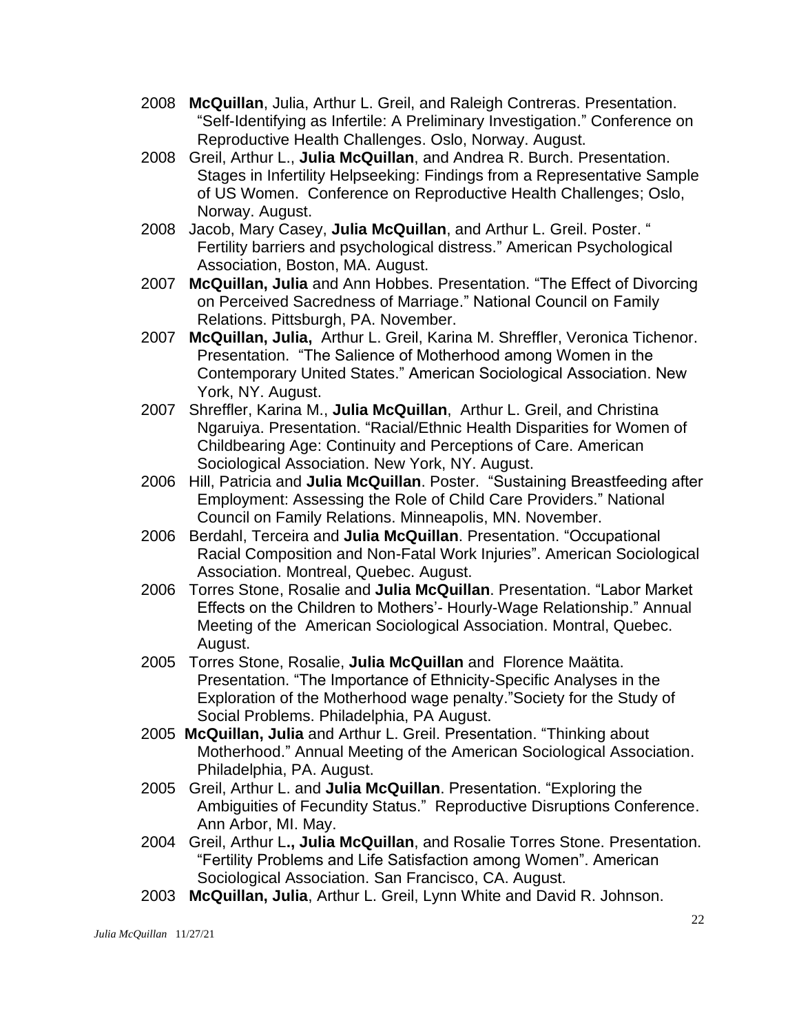2008 **McQuillan**, Julia, Arthur L. Greil, and Raleigh Contreras. Presentation. "Self-Identifying as Infertile: A Preliminary Investigation." Conference on Reproductive Health Challenges. Oslo, Norway. August.

2008 Greil, Arthur L., **Julia McQuillan**, and Andrea R. Burch. Presentation. Stages in Infertility Helpseeking: Findings from a Representative Sample of US Women. Conference on Reproductive Health Challenges; Oslo, Norway. August.

2008 Jacob, Mary Casey, **Julia McQuillan**, and Arthur L. Greil. Poster. " Fertility barriers and psychological distress." American Psychological Association, Boston, MA. August.

2007 **McQuillan, Julia** and Ann Hobbes. Presentation. "The Effect of Divorcing on Perceived Sacredness of Marriage." National Council on Family Relations. Pittsburgh, PA. November.

2007 **McQuillan, Julia,** Arthur L. Greil, Karina M. Shreffler, Veronica Tichenor. Presentation. "The Salience of Motherhood among Women in the Contemporary United States." American Sociological Association. New York, NY. August.

2007 Shreffler, Karina M., **Julia McQuillan**, Arthur L. Greil, and Christina Ngaruiya. Presentation. "Racial/Ethnic Health Disparities for Women of Childbearing Age: Continuity and Perceptions of Care. American Sociological Association. New York, NY. August.

2006 Hill, Patricia and **Julia McQuillan**. Poster. "Sustaining Breastfeeding after Employment: Assessing the Role of Child Care Providers." National Council on Family Relations. Minneapolis, MN. November.

2006 Berdahl, Terceira and **Julia McQuillan**. Presentation. "Occupational Racial Composition and Non-Fatal Work Injuries". American Sociological Association. Montreal, Quebec. August.

2006 Torres Stone, Rosalie and **Julia McQuillan**. Presentation. "Labor Market Effects on the Children to Mothers'- Hourly-Wage Relationship." Annual Meeting of the American Sociological Association. Montral, Quebec. August.

2005 Torres Stone, Rosalie, **Julia McQuillan** and Florence Maätita. Presentation. "The Importance of Ethnicity-Specific Analyses in the Exploration of the Motherhood wage penalty."Society for the Study of Social Problems. Philadelphia, PA August.

2005 **McQuillan, Julia** and Arthur L. Greil. Presentation. "Thinking about Motherhood." Annual Meeting of the American Sociological Association. Philadelphia, PA. August.

2005 Greil, Arthur L. and **Julia McQuillan**. Presentation. "Exploring the Ambiguities of Fecundity Status." Reproductive Disruptions Conference. Ann Arbor, MI. May.

2004 Greil, Arthur L**., Julia McQuillan**, and Rosalie Torres Stone. Presentation. "Fertility Problems and Life Satisfaction among Women". American Sociological Association. San Francisco, CA. August.

2003 **McQuillan, Julia**, Arthur L. Greil, Lynn White and David R. Johnson.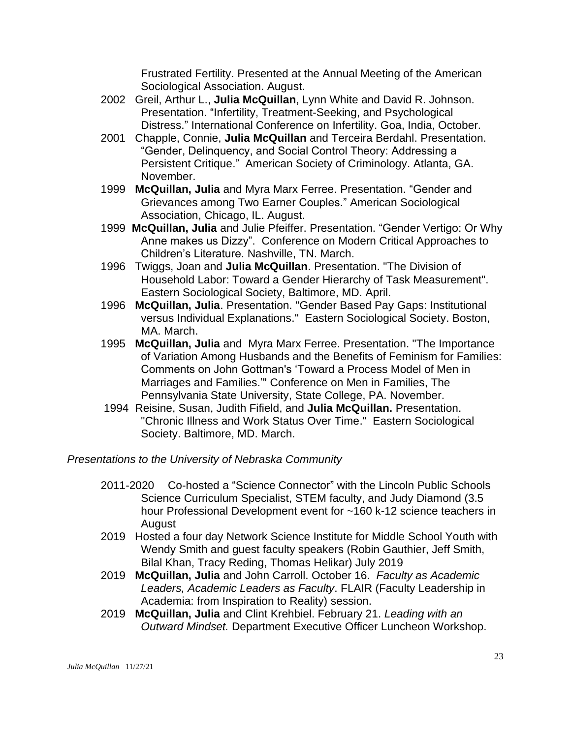Frustrated Fertility. Presented at the Annual Meeting of the American Sociological Association. August.

- 2002 Greil, Arthur L., **Julia McQuillan**, Lynn White and David R. Johnson. Presentation. "Infertility, Treatment-Seeking, and Psychological Distress." International Conference on Infertility. Goa, India, October.
- 2001 Chapple, Connie, **Julia McQuillan** and Terceira Berdahl. Presentation. "Gender, Delinquency, and Social Control Theory: Addressing a Persistent Critique." American Society of Criminology. Atlanta, GA. November.
- 1999 **McQuillan, Julia** and Myra Marx Ferree. Presentation. "Gender and Grievances among Two Earner Couples." American Sociological Association, Chicago, IL. August.
- 1999 **McQuillan, Julia** and Julie Pfeiffer. Presentation. "Gender Vertigo: Or Why Anne makes us Dizzy". Conference on Modern Critical Approaches to Children's Literature. Nashville, TN. March.
- 1996 Twiggs, Joan and **Julia McQuillan**. Presentation. "The Division of Household Labor: Toward a Gender Hierarchy of Task Measurement". Eastern Sociological Society, Baltimore, MD. April.
- 1996 **McQuillan, Julia**. Presentation. "Gender Based Pay Gaps: Institutional versus Individual Explanations." Eastern Sociological Society. Boston, MA. March.
- 1995 **McQuillan, Julia** and Myra Marx Ferree. Presentation. "The Importance of Variation Among Husbands and the Benefits of Feminism for Families: Comments on John Gottman's 'Toward a Process Model of Men in Marriages and Families.'" Conference on Men in Families, The Pennsylvania State University, State College, PA. November.
- 1994 Reisine, Susan, Judith Fifield, and **Julia McQuillan.** Presentation. "Chronic Illness and Work Status Over Time." Eastern Sociological Society. Baltimore, MD. March.

*Presentations to the University of Nebraska Community*

- 2011-2020 Co-hosted a "Science Connector" with the Lincoln Public Schools Science Curriculum Specialist, STEM faculty, and Judy Diamond (3.5 hour Professional Development event for ~160 k-12 science teachers in August
- 2019 Hosted a four day Network Science Institute for Middle School Youth with Wendy Smith and guest faculty speakers (Robin Gauthier, Jeff Smith, Bilal Khan, Tracy Reding, Thomas Helikar) July 2019
- 2019 **McQuillan, Julia** and John Carroll. October 16. *Faculty as Academic Leaders, Academic Leaders as Faculty*. FLAIR (Faculty Leadership in Academia: from Inspiration to Reality) session.
- 2019 **McQuillan, Julia** and Clint Krehbiel. February 21. *Leading with an Outward Mindset.* Department Executive Officer Luncheon Workshop.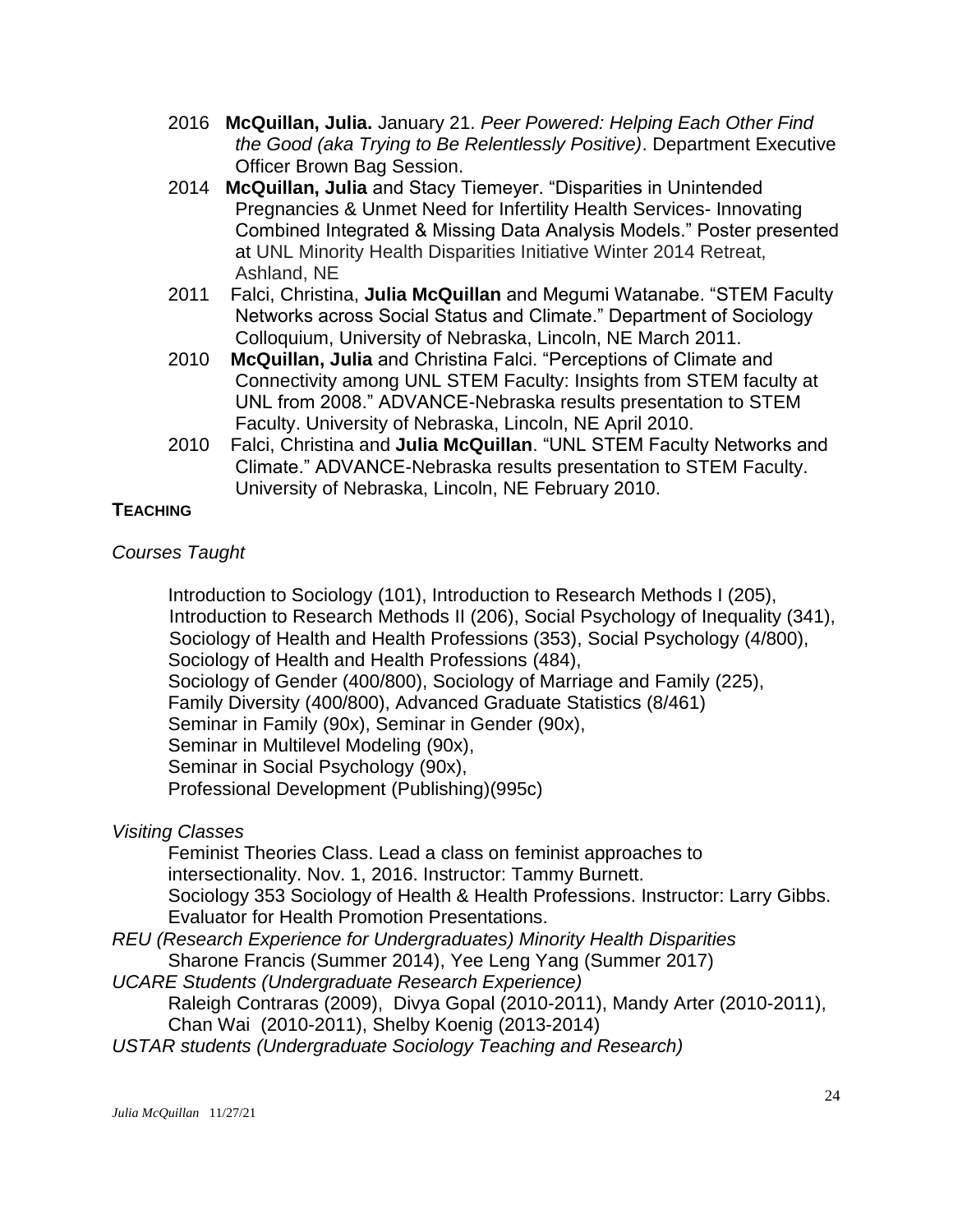- 2016 **McQuillan, Julia.** January 21. *Peer Powered: Helping Each Other Find the Good (aka Trying to Be Relentlessly Positive)*. Department Executive Officer Brown Bag Session.
- 2014 **McQuillan, Julia** and Stacy Tiemeyer. "Disparities in Unintended Pregnancies & Unmet Need for Infertility Health Services- Innovating Combined Integrated & Missing Data Analysis Models." Poster presented at UNL Minority Health Disparities Initiative Winter 2014 Retreat, Ashland, NE
- 2011 Falci, Christina, **Julia McQuillan** and Megumi Watanabe. "STEM Faculty Networks across Social Status and Climate." Department of Sociology Colloquium, University of Nebraska, Lincoln, NE March 2011.
- 2010 **McQuillan, Julia** and Christina Falci. "Perceptions of Climate and Connectivity among UNL STEM Faculty: Insights from STEM faculty at UNL from 2008." ADVANCE-Nebraska results presentation to STEM Faculty. University of Nebraska, Lincoln, NE April 2010.
- 2010 Falci, Christina and **Julia McQuillan**. "UNL STEM Faculty Networks and Climate." ADVANCE-Nebraska results presentation to STEM Faculty. University of Nebraska, Lincoln, NE February 2010.

## TEACHING

*Courses Taught*

Introduction to Sociology (101), Introduction to Research Methods I (205), Introduction to Research Methods II (206), Social Psychology of Inequality (341), Sociology of Health and Health Professions (353), Social Psychology (4/800), Sociology of Health and Health Professions (484), Sociology of Gender (400/800), Sociology of Marriage and Family (225), Family Diversity (400/800), Advanced Graduate Statistics (8/461)
Seminar in Family (90x), Seminar in Gender (90x),
Seminar in Multilevel Modeling (90x),
Seminar in Social Psychology (90x),
Professional Development (Publishing)(995c)

*Visiting Classes*

Feminist Theories Class. Lead a class on feminist approaches to intersectionality. Nov. 1, 2016. Instructor: Tammy Burnett.
Sociology 353 Sociology of Health & Health Professions. Instructor: Larry Gibbs. Evaluator for Health Promotion Presentations.

*REU (Research Experience for Undergraduates) Minority Health Disparities*

Sharone Francis (Summer 2014), Yee Leng Yang (Summer 2017)

*UCARE Students (Undergraduate Research Experience)*

Raleigh Contraras (2009), Divya Gopal (2010-2011), Mandy Arter (2010-2011), Chan Wai (2010-2011), Shelby Koenig (2013-2014)

*USTAR students (Undergraduate Sociology Teaching and Research)*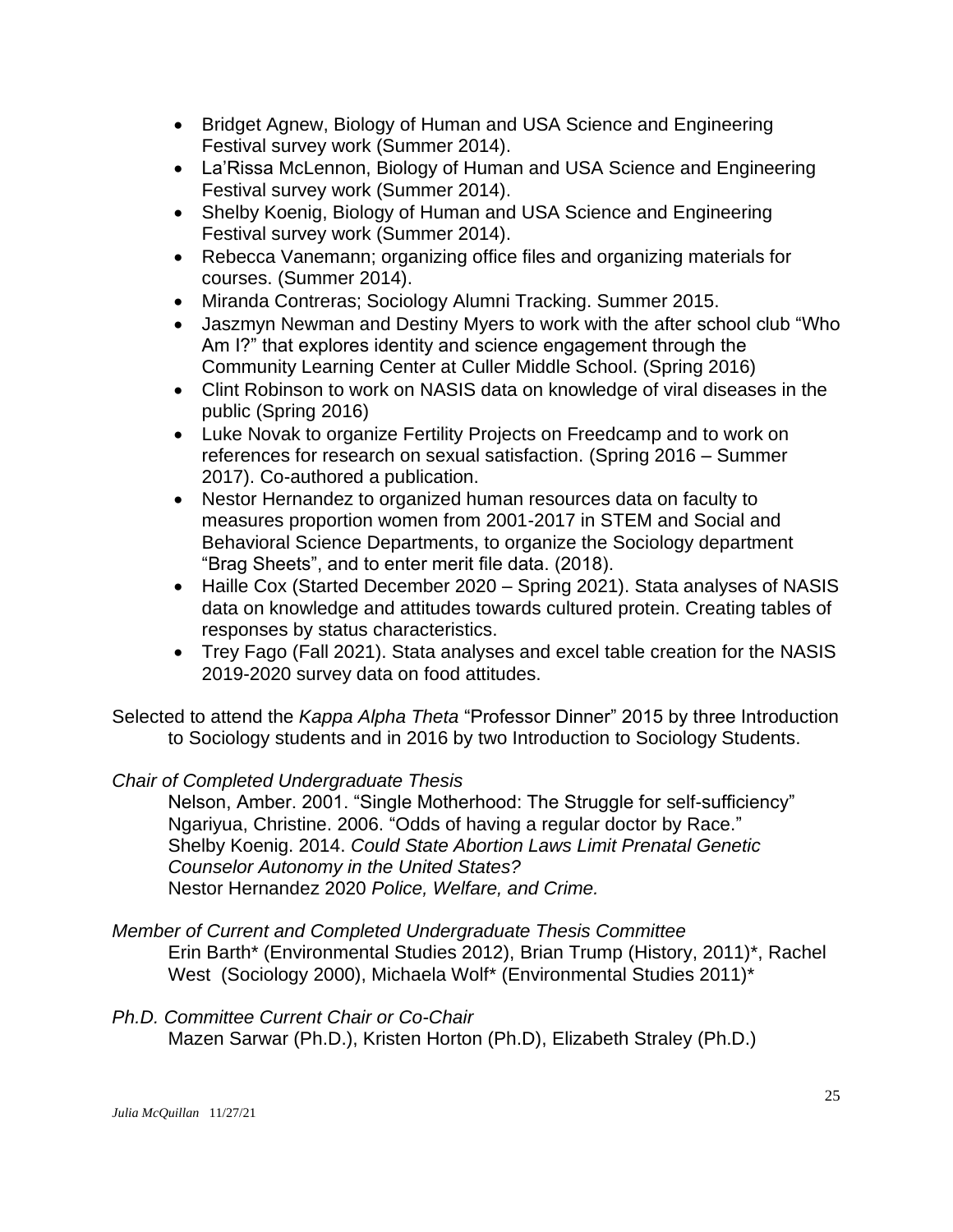- Bridget Agnew, Biology of Human and USA Science and Engineering Festival survey work (Summer 2014).
- La'Rissa McLennon, Biology of Human and USA Science and Engineering Festival survey work (Summer 2014).
- Shelby Koenig, Biology of Human and USA Science and Engineering Festival survey work (Summer 2014).
- Rebecca Vanemann; organizing office files and organizing materials for courses. (Summer 2014).
- Miranda Contreras; Sociology Alumni Tracking. Summer 2015.
- Jaszmyn Newman and Destiny Myers to work with the after school club "Who Am I?" that explores identity and science engagement through the Community Learning Center at Culler Middle School. (Spring 2016)
- Clint Robinson to work on NASIS data on knowledge of viral diseases in the public (Spring 2016)
- Luke Novak to organize Fertility Projects on Freedcamp and to work on references for research on sexual satisfaction. (Spring 2016 – Summer 2017). Co-authored a publication.
- Nestor Hernandez to organized human resources data on faculty to measures proportion women from 2001-2017 in STEM and Social and Behavioral Science Departments, to organize the Sociology department "Brag Sheets", and to enter merit file data. (2018).
- Haille Cox (Started December 2020 – Spring 2021). Stata analyses of NASIS data on knowledge and attitudes towards cultured protein. Creating tables of responses by status characteristics.
- Trey Fago (Fall 2021). Stata analyses and excel table creation for the NASIS 2019-2020 survey data on food attitudes.

Selected to attend the *Kappa Alpha Theta* "Professor Dinner" 2015 by three Introduction to Sociology students and in 2016 by two Introduction to Sociology Students.

*Chair of Completed Undergraduate Thesis*

Nelson, Amber. 2001. "Single Motherhood: The Struggle for self-sufficiency"
Ngariyua, Christine. 2006. "Odds of having a regular doctor by Race."
Shelby Koenig. 2014. *Could State Abortion Laws Limit Prenatal Genetic Counselor Autonomy in the United States?*
Nestor Hernandez 2020 *Police, Welfare, and Crime.*

*Member of Current and Completed Undergraduate Thesis Committee*

Erin Barth* (Environmental Studies 2012), Brian Trump (History, 2011)*, Rachel West (Sociology 2000), Michaela Wolf* (Environmental Studies 2011)*

*Ph.D. Committee Current Chair or Co-Chair*

Mazen Sarwar (Ph.D.), Kristen Horton (Ph.D), Elizabeth Straley (Ph.D.)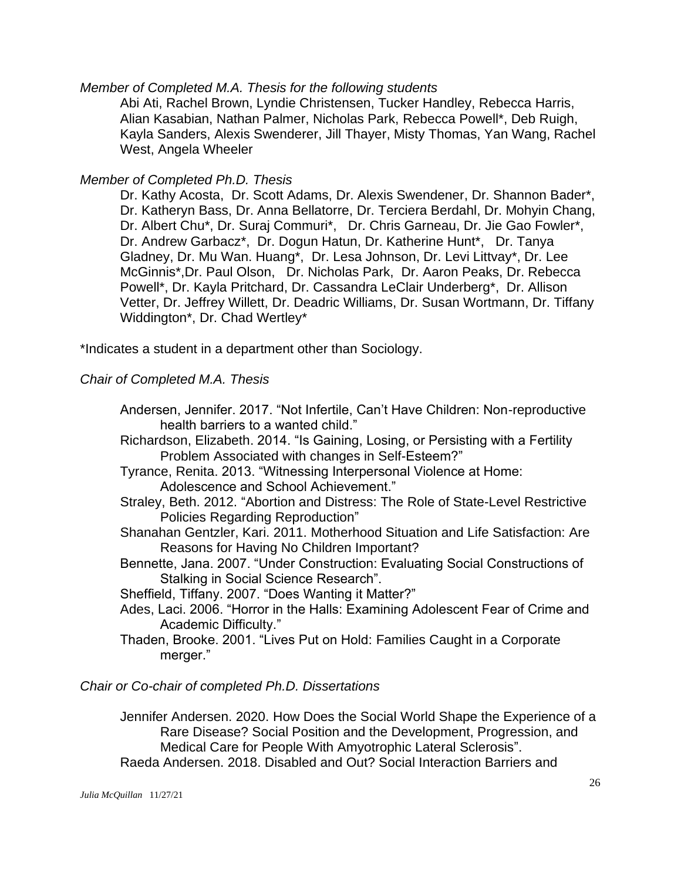*Member of Completed M.A. Thesis for the following students*

Abi Ati, Rachel Brown, Lyndie Christensen, Tucker Handley, Rebecca Harris, Alian Kasabian, Nathan Palmer, Nicholas Park, Rebecca Powell*, Deb Ruigh, Kayla Sanders, Alexis Swenderer, Jill Thayer, Misty Thomas, Yan Wang, Rachel West, Angela Wheeler

*Member of Completed Ph.D. Thesis*

Dr. Kathy Acosta, Dr. Scott Adams, Dr. Alexis Swendener, Dr. Shannon Bader*, Dr. Katheryn Bass, Dr. Anna Bellatorre, Dr. Terciera Berdahl, Dr. Mohyin Chang, Dr. Albert Chu*, Dr. Suraj Commuri*, Dr. Chris Garneau, Dr. Jie Gao Fowler*, Dr. Andrew Garbacz*, Dr. Dogun Hatun, Dr. Katherine Hunt*, Dr. Tanya Gladney, Dr. Mu Wan. Huang*, Dr. Lesa Johnson, Dr. Levi Littvay*, Dr. Lee McGinnis*,Dr. Paul Olson, Dr. Nicholas Park, Dr. Aaron Peaks, Dr. Rebecca Powell*, Dr. Kayla Pritchard, Dr. Cassandra LeClair Underberg*, Dr. Allison Vetter, Dr. Jeffrey Willett, Dr. Deadric Williams, Dr. Susan Wortmann, Dr. Tiffany Widdington*, Dr. Chad Wertley*

*Indicates a student in a department other than Sociology.

*Chair of Completed M.A. Thesis*

Andersen, Jennifer. 2017. "Not Infertile, Can't Have Children: Non-reproductive health barriers to a wanted child."

Richardson, Elizabeth. 2014. "Is Gaining, Losing, or Persisting with a Fertility Problem Associated with changes in Self-Esteem?"

Tyrance, Renita. 2013. "Witnessing Interpersonal Violence at Home: Adolescence and School Achievement."

Straley, Beth. 2012. "Abortion and Distress: The Role of State-Level Restrictive Policies Regarding Reproduction"

Shanahan Gentzler, Kari. 2011. Motherhood Situation and Life Satisfaction: Are Reasons for Having No Children Important?

Bennette, Jana. 2007. "Under Construction: Evaluating Social Constructions of Stalking in Social Science Research".

Sheffield, Tiffany. 2007. "Does Wanting it Matter?"

Ades, Laci. 2006. "Horror in the Halls: Examining Adolescent Fear of Crime and Academic Difficulty."

Thaden, Brooke. 2001. "Lives Put on Hold: Families Caught in a Corporate merger."

*Chair or Co-chair of completed Ph.D. Dissertations*

Jennifer Andersen. 2020. How Does the Social World Shape the Experience of a Rare Disease? Social Position and the Development, Progression, and Medical Care for People With Amyotrophic Lateral Sclerosis".

Raeda Andersen. 2018. Disabled and Out? Social Interaction Barriers and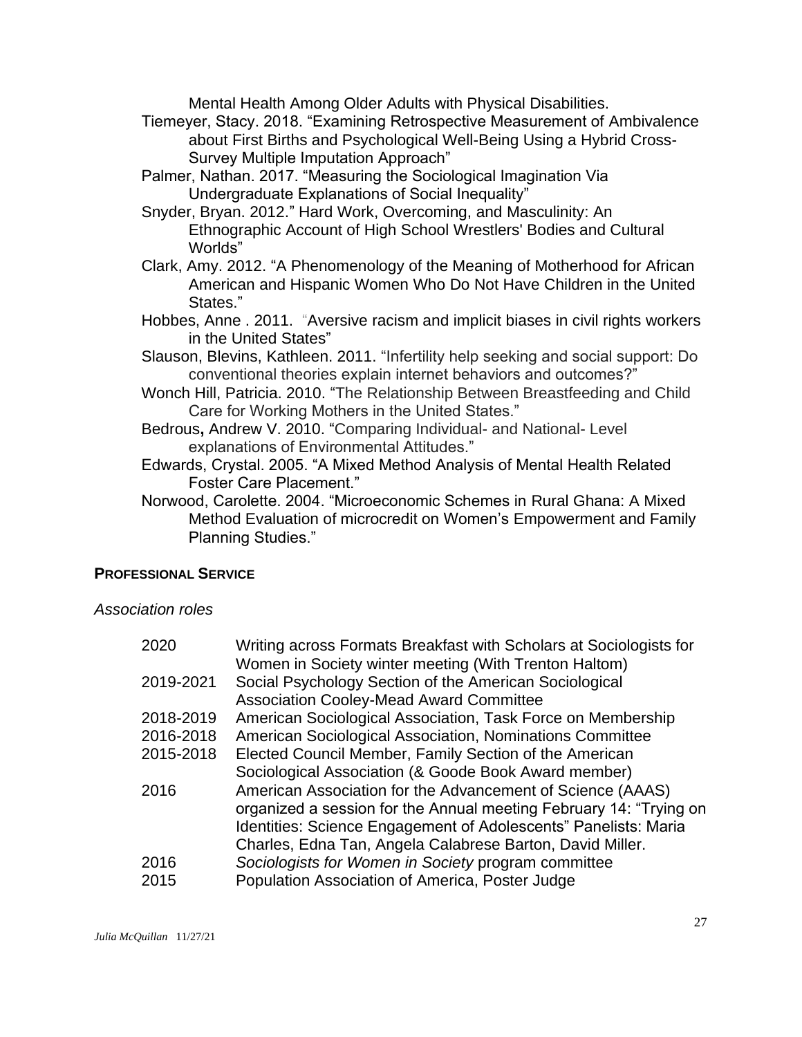Mental Health Among Older Adults with Physical Disabilities.

Tiemeyer, Stacy. 2018. "Examining Retrospective Measurement of Ambivalence about First Births and Psychological Well-Being Using a Hybrid Cross-Survey Multiple Imputation Approach"

Palmer, Nathan. 2017. "Measuring the Sociological Imagination Via Undergraduate Explanations of Social Inequality"

Snyder, Bryan. 2012." Hard Work, Overcoming, and Masculinity: An Ethnographic Account of High School Wrestlers' Bodies and Cultural Worlds"

Clark, Amy. 2012. "A Phenomenology of the Meaning of Motherhood for African American and Hispanic Women Who Do Not Have Children in the United States."

Hobbes, Anne . 2011. "Aversive racism and implicit biases in civil rights workers in the United States"

Slauson, Blevins, Kathleen. 2011. "Infertility help seeking and social support: Do conventional theories explain internet behaviors and outcomes?"

Wonch Hill, Patricia. 2010. "The Relationship Between Breastfeeding and Child Care for Working Mothers in the United States."

Bedrous**,** Andrew V. 2010. "Comparing Individual- and National- Level explanations of Environmental Attitudes."

Edwards, Crystal. 2005. "A Mixed Method Analysis of Mental Health Related Foster Care Placement."

Norwood, Carolette. 2004. "Microeconomic Schemes in Rural Ghana: A Mixed Method Evaluation of microcredit on Women's Empowerment and Family Planning Studies."

## PROFESSIONAL SERVICE

*Association roles*

| | |
|---|---|
| 2020 | Writing across Formats Breakfast with Scholars at Sociologists for Women in Society winter meeting (With Trenton Haltom) |
| 2019-2021 | Social Psychology Section of the American Sociological Association Cooley-Mead Award Committee |
| 2018-2019 | American Sociological Association, Task Force on Membership |
| 2016-2018 | American Sociological Association, Nominations Committee |
| 2015-2018 | Elected Council Member, Family Section of the American Sociological Association (& Goode Book Award member) |
| 2016 | American Association for the Advancement of Science (AAAS) organized a session for the Annual meeting February 14: "Trying on Identities: Science Engagement of Adolescents" Panelists: Maria Charles, Edna Tan, Angela Calabrese Barton, David Miller. |
| 2016 | *Sociologists for Women in Society* program committee |
| 2015 | Population Association of America, Poster Judge |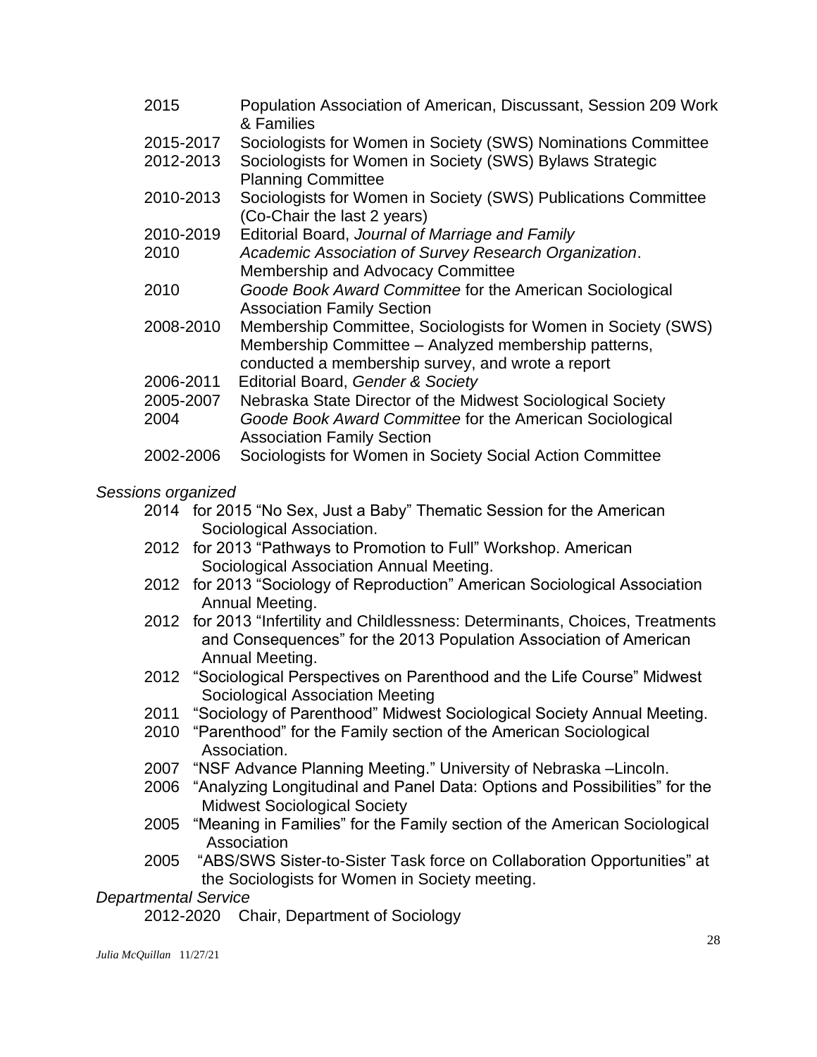| | |
|---|---|
| 2015 | Population Association of American, Discussant, Session 209 Work & Families |
| 2015-2017 | Sociologists for Women in Society (SWS) Nominations Committee |
| 2012-2013 | Sociologists for Women in Society (SWS) Bylaws Strategic Planning Committee |
| 2010-2013 | Sociologists for Women in Society (SWS) Publications Committee (Co-Chair the last 2 years) |
| 2010-2019 | Editorial Board, *Journal of Marriage and Family* |
| 2010 | *Academic Association of Survey Research Organization*. Membership and Advocacy Committee |
| 2010 | *Goode Book Award Committee* for the American Sociological Association Family Section |
| 2008-2010 | Membership Committee, Sociologists for Women in Society (SWS) Membership Committee – Analyzed membership patterns, conducted a membership survey, and wrote a report |
| 2006-2011 | Editorial Board, *Gender & Society* |
| 2005-2007 | Nebraska State Director of the Midwest Sociological Society |
| 2004 | *Goode Book Award Committee* for the American Sociological Association Family Section |
| 2002-2006 | Sociologists for Women in Society Social Action Committee |

*Sessions organized*

2014 for 2015 "No Sex, Just a Baby" Thematic Session for the American Sociological Association.

2012 for 2013 "Pathways to Promotion to Full" Workshop. American Sociological Association Annual Meeting.

2012 for 2013 "Sociology of Reproduction" American Sociological Association Annual Meeting.

2012 for 2013 "Infertility and Childlessness: Determinants, Choices, Treatments and Consequences" for the 2013 Population Association of American Annual Meeting.

2012 "Sociological Perspectives on Parenthood and the Life Course" Midwest Sociological Association Meeting

2011 "Sociology of Parenthood" Midwest Sociological Society Annual Meeting.

2010 "Parenthood" for the Family section of the American Sociological Association.

2007 "NSF Advance Planning Meeting." University of Nebraska –Lincoln.

2006 "Analyzing Longitudinal and Panel Data: Options and Possibilities" for the Midwest Sociological Society

2005 "Meaning in Families" for the Family section of the American Sociological Association

2005 "ABS/SWS Sister-to-Sister Task force on Collaboration Opportunities" at the Sociologists for Women in Society meeting.

*Departmental Service*

2012-2020 Chair, Department of Sociology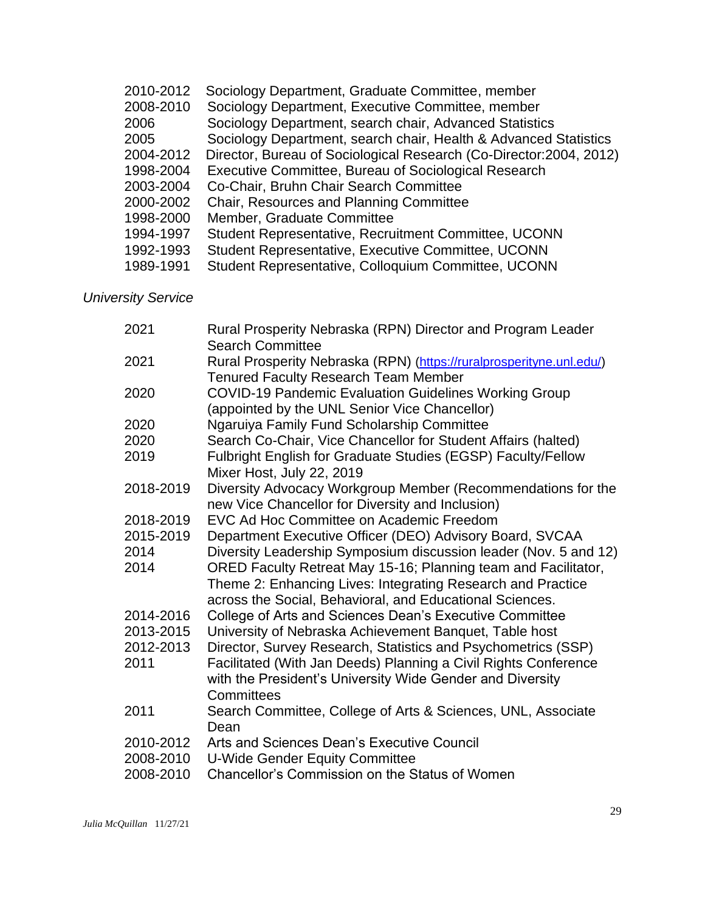| | |
|---|---|
| 2010-2012 | Sociology Department, Graduate Committee, member |
| 2008-2010 | Sociology Department, Executive Committee, member |
| 2006 | Sociology Department, search chair, Advanced Statistics |
| 2005 | Sociology Department, search chair, Health & Advanced Statistics |
| 2004-2012 | Director, Bureau of Sociological Research (Co-Director:2004, 2012) |
| 1998-2004 | Executive Committee, Bureau of Sociological Research |
| 2003-2004 | Co-Chair, Bruhn Chair Search Committee |
| 2000-2002 | Chair, Resources and Planning Committee |
| 1998-2000 | Member, Graduate Committee |
| 1994-1997 | Student Representative, Recruitment Committee, UCONN |
| 1992-1993 | Student Representative, Executive Committee, UCONN |
| 1989-1991 | Student Representative, Colloquium Committee, UCONN |

*University Service*

| | |
|---|---|
| 2021 | Rural Prosperity Nebraska (RPN) Director and Program Leader Search Committee |
| 2021 | Rural Prosperity Nebraska (RPN) (https://ruralprosperityne.unl.edu/) Tenured Faculty Research Team Member |
| 2020 | COVID-19 Pandemic Evaluation Guidelines Working Group (appointed by the UNL Senior Vice Chancellor) |
| 2020 | Ngaruiya Family Fund Scholarship Committee |
| 2020 | Search Co-Chair, Vice Chancellor for Student Affairs (halted) |
| 2019 | Fulbright English for Graduate Studies (EGSP) Faculty/Fellow Mixer Host, July 22, 2019 |
| 2018-2019 | Diversity Advocacy Workgroup Member (Recommendations for the new Vice Chancellor for Diversity and Inclusion) |
| 2018-2019 | EVC Ad Hoc Committee on Academic Freedom |
| 2015-2019 | Department Executive Officer (DEO) Advisory Board, SVCAA |
| 2014 | Diversity Leadership Symposium discussion leader (Nov. 5 and 12) |
| 2014 | ORED Faculty Retreat May 15-16; Planning team and Facilitator, Theme 2: Enhancing Lives: Integrating Research and Practice across the Social, Behavioral, and Educational Sciences. |
| 2014-2016 | College of Arts and Sciences Dean's Executive Committee |
| 2013-2015 | University of Nebraska Achievement Banquet, Table host |
| 2012-2013 | Director, Survey Research, Statistics and Psychometrics (SSP) |
| 2011 | Facilitated (With Jan Deeds) Planning a Civil Rights Conference with the President's University Wide Gender and Diversity Committees |
| 2011 | Search Committee, College of Arts & Sciences, UNL, Associate Dean |
| 2010-2012 | Arts and Sciences Dean's Executive Council |
| 2008-2010 | U-Wide Gender Equity Committee |
| 2008-2010 | Chancellor's Commission on the Status of Women |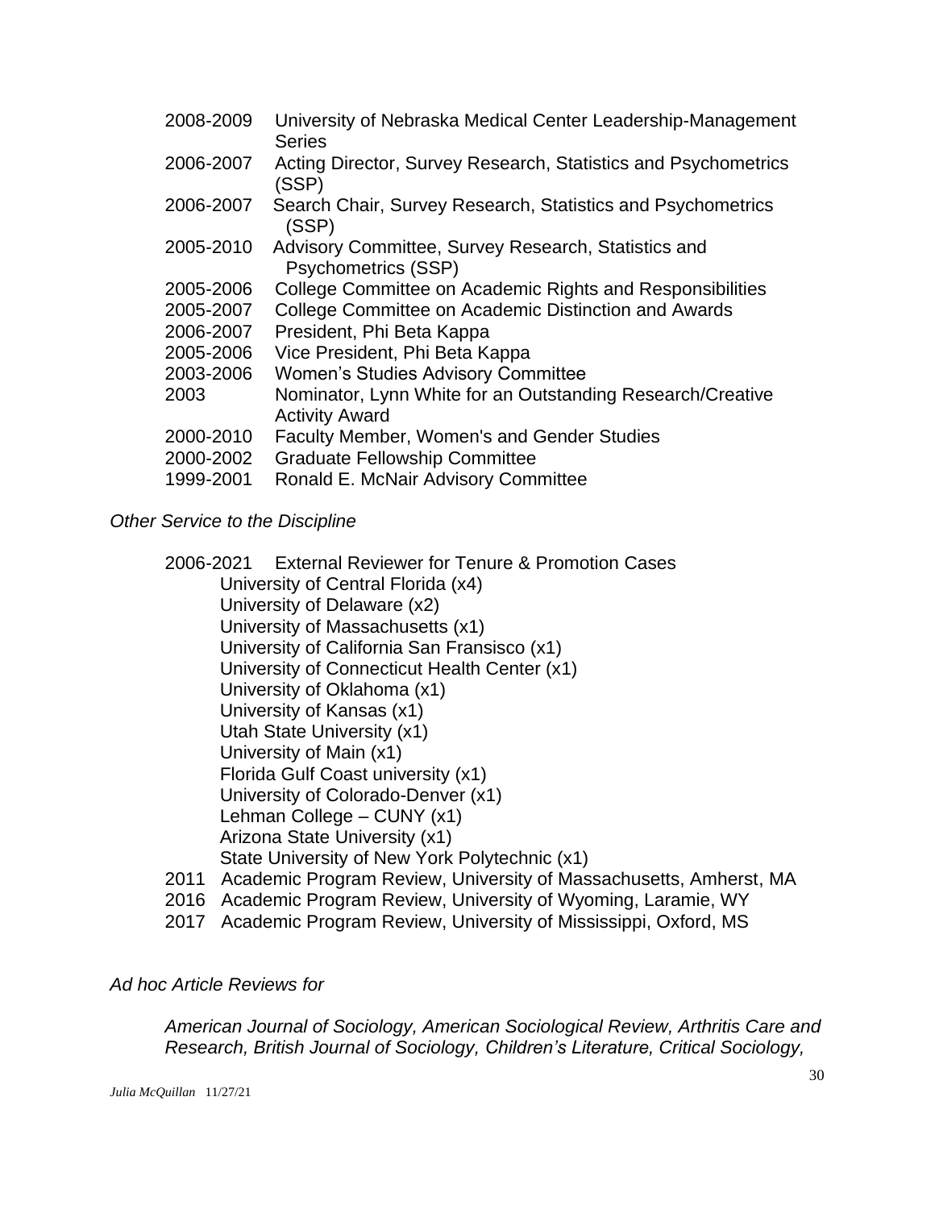2008-2009 University of Nebraska Medical Center Leadership-Management Series
2006-2007 Acting Director, Survey Research, Statistics and Psychometrics (SSP)
2006-2007 Search Chair, Survey Research, Statistics and Psychometrics (SSP)
2005-2010 Advisory Committee, Survey Research, Statistics and Psychometrics (SSP)
2005-2006 College Committee on Academic Rights and Responsibilities
2005-2007 College Committee on Academic Distinction and Awards
2006-2007 President, Phi Beta Kappa
2005-2006 Vice President, Phi Beta Kappa
2003-2006 Women's Studies Advisory Committee
2003 Nominator, Lynn White for an Outstanding Research/Creative Activity Award
2000-2010 Faculty Member, Women's and Gender Studies
2000-2002 Graduate Fellowship Committee
1999-2001 Ronald E. McNair Advisory Committee

*Other Service to the Discipline*

2006-2021 External Reviewer for Tenure & Promotion Cases
- University of Central Florida (x4)
- University of Delaware (x2)
- University of Massachusetts (x1)
- University of California San Fransisco (x1)
- University of Connecticut Health Center (x1)
- University of Oklahoma (x1)
- University of Kansas (x1)
- Utah State University (x1)
- University of Main (x1)
- Florida Gulf Coast university (x1)
- University of Colorado-Denver (x1)
- Lehman College – CUNY (x1)
- Arizona State University (x1)
- State University of New York Polytechnic (x1)

2011 Academic Program Review, University of Massachusetts, Amherst, MA
2016 Academic Program Review, University of Wyoming, Laramie, WY
2017 Academic Program Review, University of Mississippi, Oxford, MS

*Ad hoc Article Reviews for*

*American Journal of Sociology, American Sociological Review, Arthritis Care and Research, British Journal of Sociology, Children's Literature, Critical Sociology,*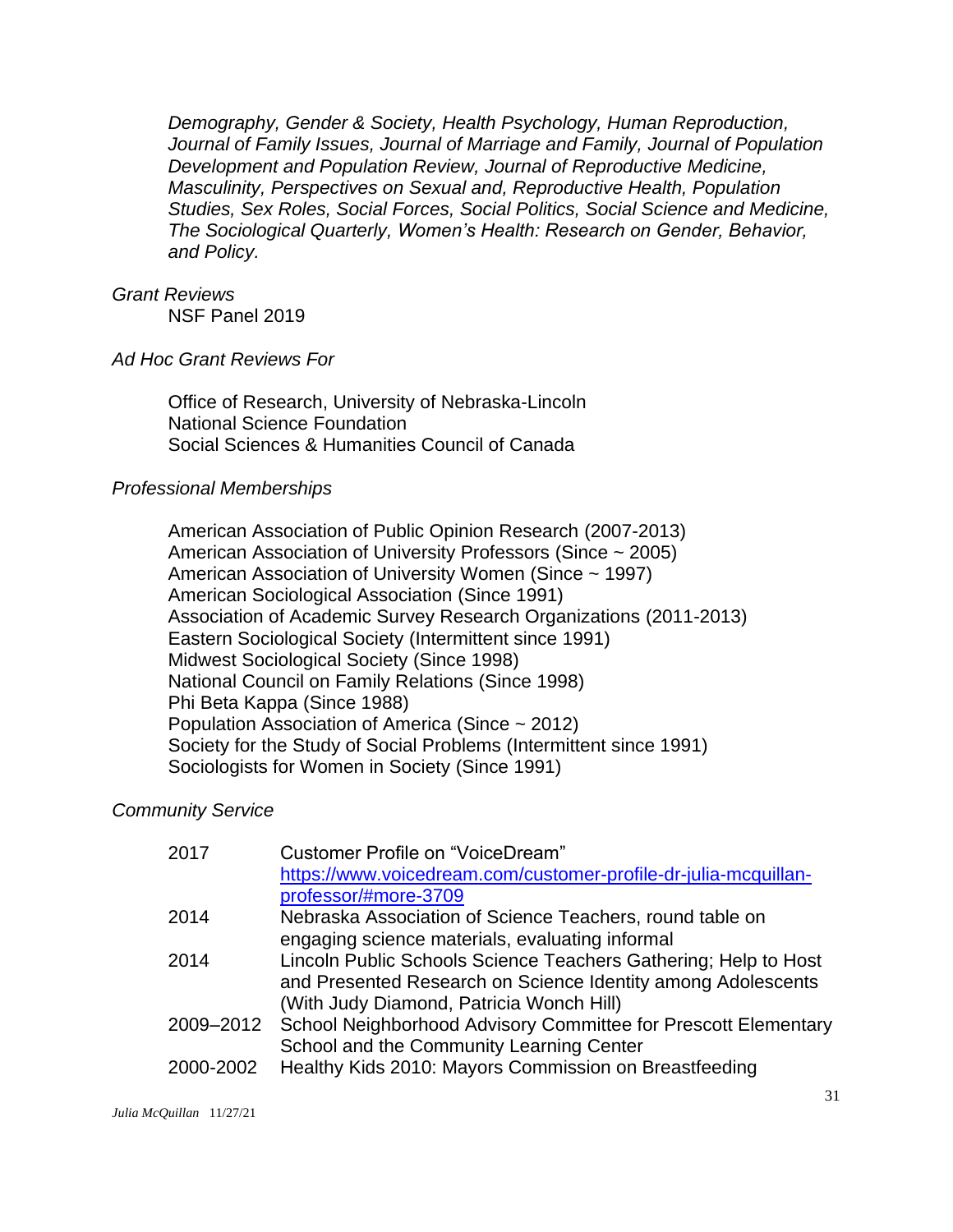*Demography, Gender & Society, Health Psychology, Human Reproduction, Journal of Family Issues, Journal of Marriage and Family, Journal of Population Development and Population Review, Journal of Reproductive Medicine, Masculinity, Perspectives on Sexual and, Reproductive Health, Population Studies, Sex Roles, Social Forces, Social Politics, Social Science and Medicine, The Sociological Quarterly, Women's Health: Research on Gender, Behavior, and Policy.*

*Grant Reviews*

NSF Panel 2019

*Ad Hoc Grant Reviews For*

Office of Research, University of Nebraska-Lincoln
National Science Foundation
Social Sciences & Humanities Council of Canada

*Professional Memberships*

American Association of Public Opinion Research (2007-2013)
American Association of University Professors (Since ~ 2005)
American Association of University Women (Since ~ 1997)
American Sociological Association (Since 1991)
Association of Academic Survey Research Organizations (2011-2013)
Eastern Sociological Society (Intermittent since 1991)
Midwest Sociological Society (Since 1998)
National Council on Family Relations (Since 1998)
Phi Beta Kappa (Since 1988)
Population Association of America (Since ~ 2012)
Society for the Study of Social Problems (Intermittent since 1991)
Sociologists for Women in Society (Since 1991)

*Community Service*

| | |
|---|---|
| 2017 | Customer Profile on "VoiceDream" https://www.voicedream.com/customer-profile-dr-julia-mcquillan-professor/#more-3709 |
| 2014 | Nebraska Association of Science Teachers, round table on engaging science materials, evaluating informal |
| 2014 | Lincoln Public Schools Science Teachers Gathering; Help to Host and Presented Research on Science Identity among Adolescents (With Judy Diamond, Patricia Wonch Hill) |
| 2009–2012 | School Neighborhood Advisory Committee for Prescott Elementary School and the Community Learning Center |
| 2000-2002 | Healthy Kids 2010: Mayors Commission on Breastfeeding |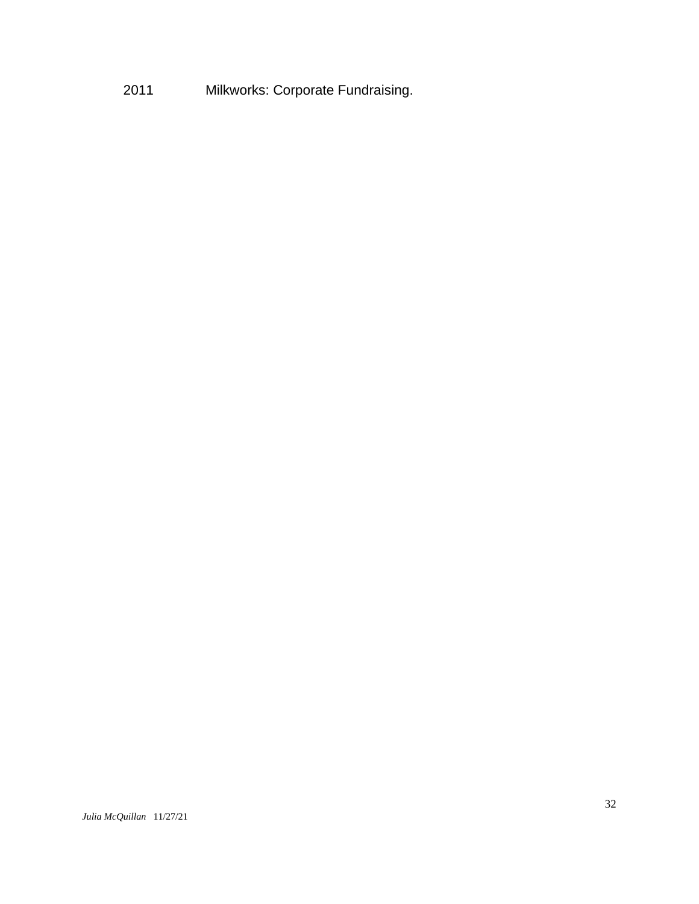2011	Milkworks: Corporate Fundraising.